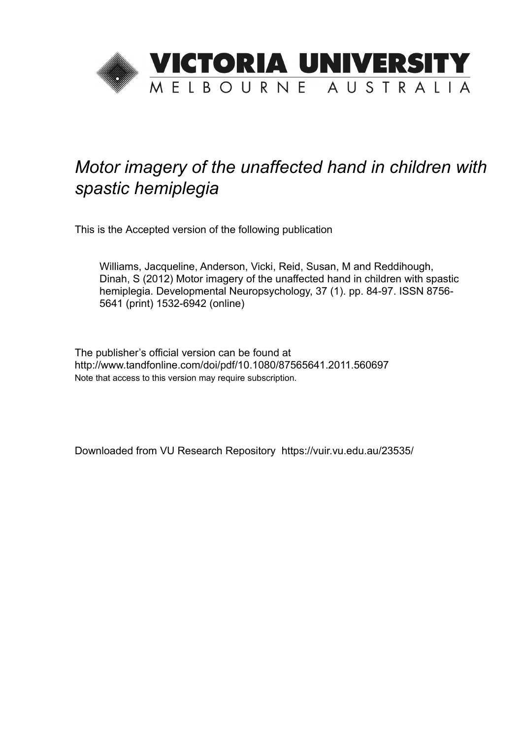VICTORIA UNIVERSITY
MELBOURNE AUSTRALIA

# *Motor imagery of the unaffected hand in children with spastic hemiplegia*

This is the Accepted version of the following publication

Williams, Jacqueline, Anderson, Vicki, Reid, Susan, M and Reddihough, Dinah, S (2012) Motor imagery of the unaffected hand in children with spastic hemiplegia. Developmental Neuropsychology, 37 (1). pp. 84-97. ISSN 8756-5641 (print) 1532-6942 (online)

The publisher's official version can be found at
http://www.tandfonline.com/doi/pdf/10.1080/87565641.2011.560697
Note that access to this version may require subscription.

Downloaded from VU Research Repository https://vuir.vu.edu.au/23535/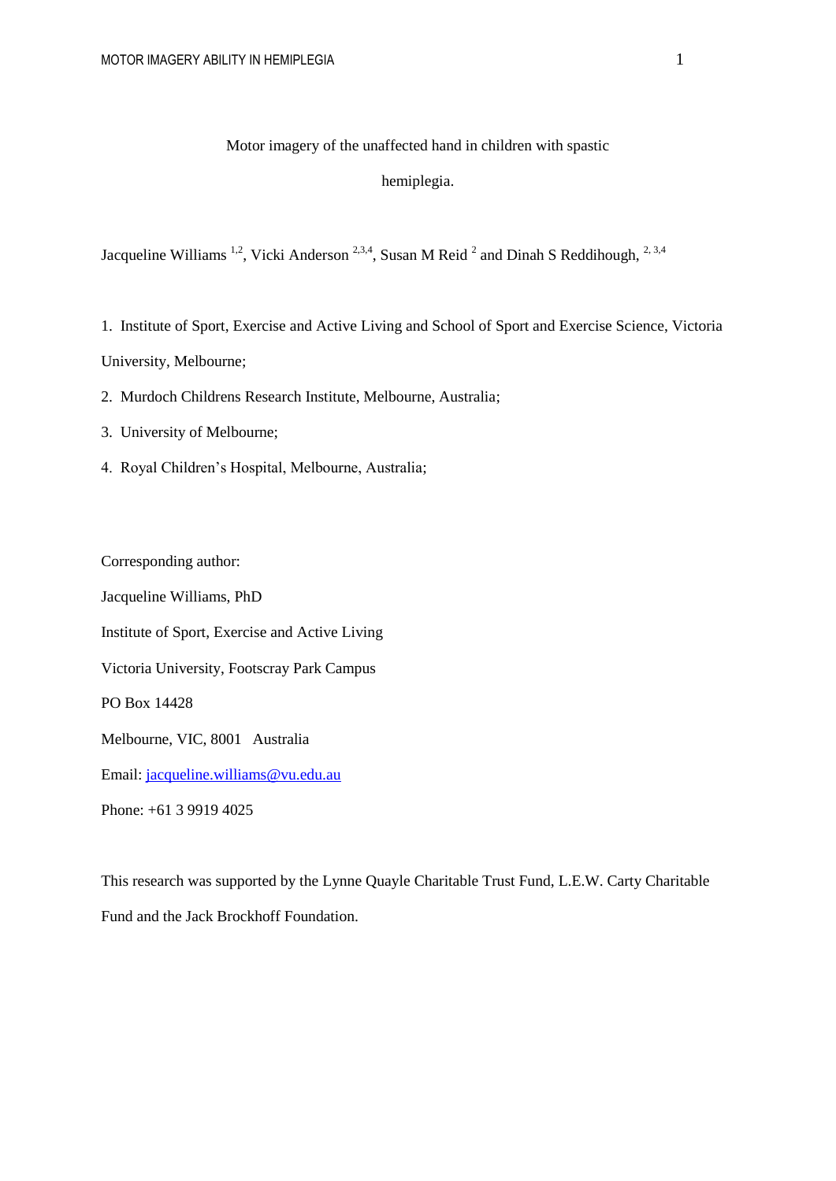# Motor imagery of the unaffected hand in children with spastic hemiplegia.

Jacqueline Williams [1,2], Vicki Anderson [2,3,4], Susan M Reid [2] and Dinah S Reddihough, [2,3,4]

1. Institute of Sport, Exercise and Active Living and School of Sport and Exercise Science, Victoria University, Melbourne;
2. Murdoch Childrens Research Institute, Melbourne, Australia;
3. University of Melbourne;
4. Royal Children's Hospital, Melbourne, Australia;

Corresponding author:

Jacqueline Williams, PhD

Institute of Sport, Exercise and Active Living

Victoria University, Footscray Park Campus

PO Box 14428

Melbourne, VIC, 8001 Australia

Email: jacqueline.williams@vu.edu.au

Phone: +61 3 9919 4025

This research was supported by the Lynne Quayle Charitable Trust Fund, L.E.W. Carty Charitable Fund and the Jack Brockhoff Foundation.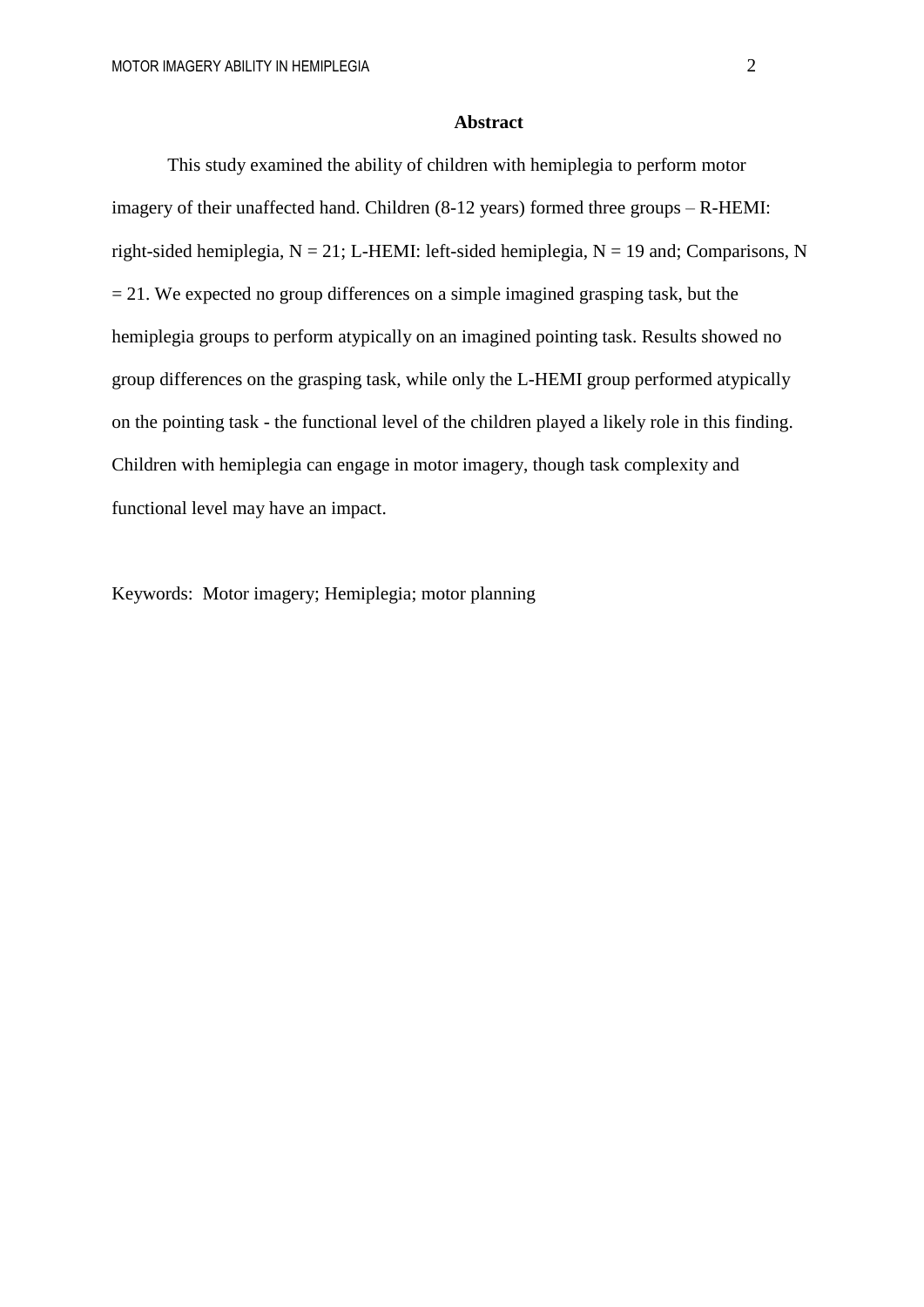## Abstract

This study examined the ability of children with hemiplegia to perform motor imagery of their unaffected hand. Children (8-12 years) formed three groups – R-HEMI: right-sided hemiplegia, N = 21; L-HEMI: left-sided hemiplegia, N = 19 and; Comparisons, N = 21. We expected no group differences on a simple imagined grasping task, but the hemiplegia groups to perform atypically on an imagined pointing task. Results showed no group differences on the grasping task, while only the L-HEMI group performed atypically on the pointing task - the functional level of the children played a likely role in this finding. Children with hemiplegia can engage in motor imagery, though task complexity and functional level may have an impact.

Keywords: Motor imagery; Hemiplegia; motor planning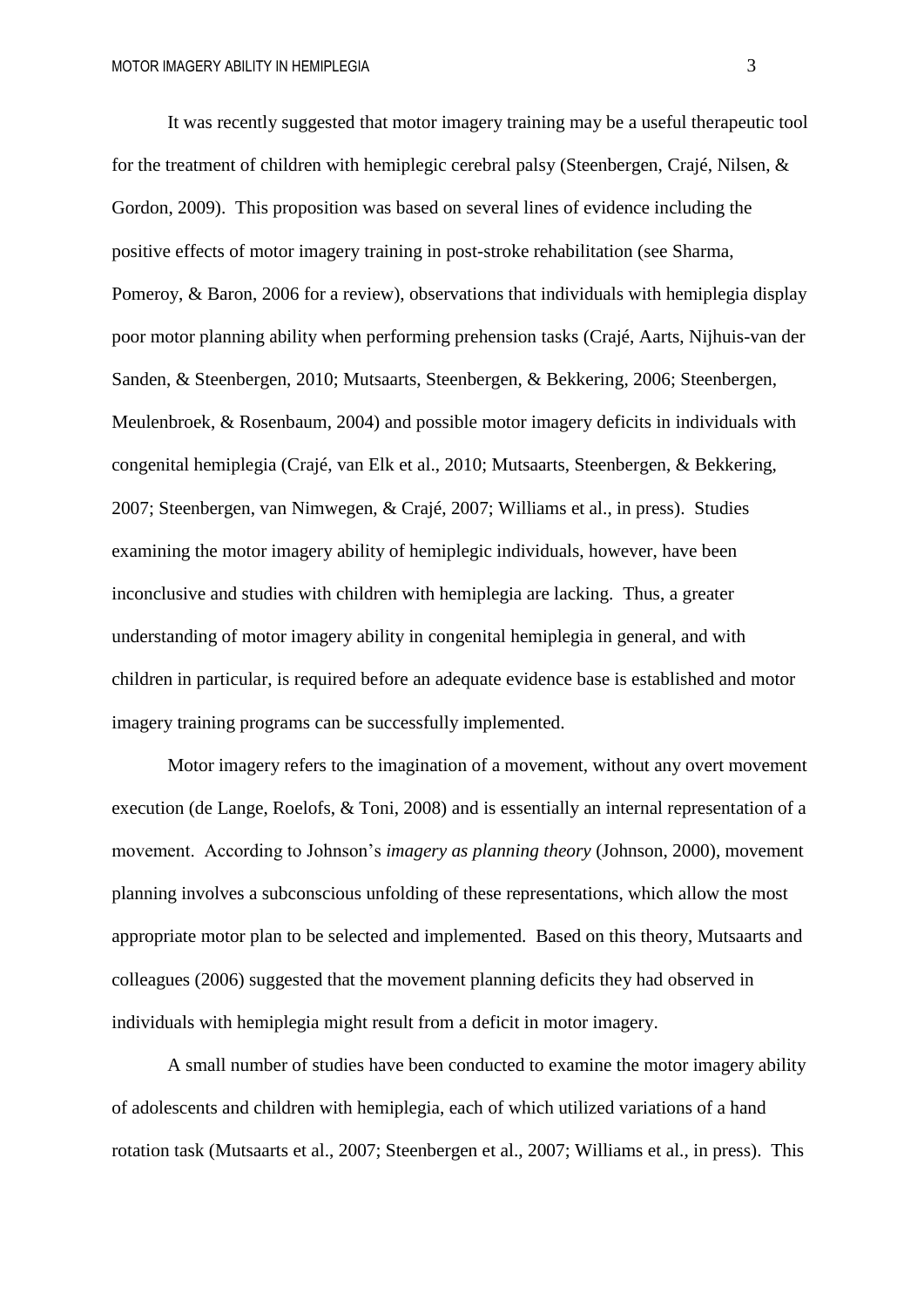It was recently suggested that motor imagery training may be a useful therapeutic tool for the treatment of children with hemiplegic cerebral palsy (Steenbergen, Crajé, Nilsen, & Gordon, 2009). This proposition was based on several lines of evidence including the positive effects of motor imagery training in post-stroke rehabilitation (see Sharma, Pomeroy, & Baron, 2006 for a review), observations that individuals with hemiplegia display poor motor planning ability when performing prehension tasks (Crajé, Aarts, Nijhuis-van der Sanden, & Steenbergen, 2010; Mutsaarts, Steenbergen, & Bekkering, 2006; Steenbergen, Meulenbroek, & Rosenbaum, 2004) and possible motor imagery deficits in individuals with congenital hemiplegia (Crajé, van Elk et al., 2010; Mutsaarts, Steenbergen, & Bekkering, 2007; Steenbergen, van Nimwegen, & Crajé, 2007; Williams et al., in press). Studies examining the motor imagery ability of hemiplegic individuals, however, have been inconclusive and studies with children with hemiplegia are lacking. Thus, a greater understanding of motor imagery ability in congenital hemiplegia in general, and with children in particular, is required before an adequate evidence base is established and motor imagery training programs can be successfully implemented.

Motor imagery refers to the imagination of a movement, without any overt movement execution (de Lange, Roelofs, & Toni, 2008) and is essentially an internal representation of a movement. According to Johnson's *imagery as planning theory* (Johnson, 2000), movement planning involves a subconscious unfolding of these representations, which allow the most appropriate motor plan to be selected and implemented. Based on this theory, Mutsaarts and colleagues (2006) suggested that the movement planning deficits they had observed in individuals with hemiplegia might result from a deficit in motor imagery.

A small number of studies have been conducted to examine the motor imagery ability of adolescents and children with hemiplegia, each of which utilized variations of a hand rotation task (Mutsaarts et al., 2007; Steenbergen et al., 2007; Williams et al., in press). This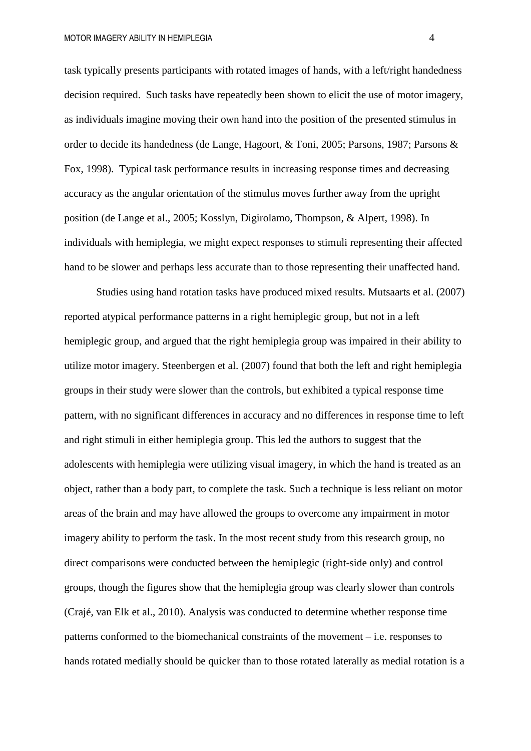task typically presents participants with rotated images of hands, with a left/right handedness decision required. Such tasks have repeatedly been shown to elicit the use of motor imagery, as individuals imagine moving their own hand into the position of the presented stimulus in order to decide its handedness (de Lange, Hagoort, & Toni, 2005; Parsons, 1987; Parsons & Fox, 1998). Typical task performance results in increasing response times and decreasing accuracy as the angular orientation of the stimulus moves further away from the upright position (de Lange et al., 2005; Kosslyn, Digirolamo, Thompson, & Alpert, 1998). In individuals with hemiplegia, we might expect responses to stimuli representing their affected hand to be slower and perhaps less accurate than to those representing their unaffected hand.

Studies using hand rotation tasks have produced mixed results. Mutsaarts et al. (2007) reported atypical performance patterns in a right hemiplegic group, but not in a left hemiplegic group, and argued that the right hemiplegia group was impaired in their ability to utilize motor imagery. Steenbergen et al. (2007) found that both the left and right hemiplegia groups in their study were slower than the controls, but exhibited a typical response time pattern, with no significant differences in accuracy and no differences in response time to left and right stimuli in either hemiplegia group. This led the authors to suggest that the adolescents with hemiplegia were utilizing visual imagery, in which the hand is treated as an object, rather than a body part, to complete the task. Such a technique is less reliant on motor areas of the brain and may have allowed the groups to overcome any impairment in motor imagery ability to perform the task. In the most recent study from this research group, no direct comparisons were conducted between the hemiplegic (right-side only) and control groups, though the figures show that the hemiplegia group was clearly slower than controls (Crajé, van Elk et al., 2010). Analysis was conducted to determine whether response time patterns conformed to the biomechanical constraints of the movement – i.e. responses to hands rotated medially should be quicker than to those rotated laterally as medial rotation is a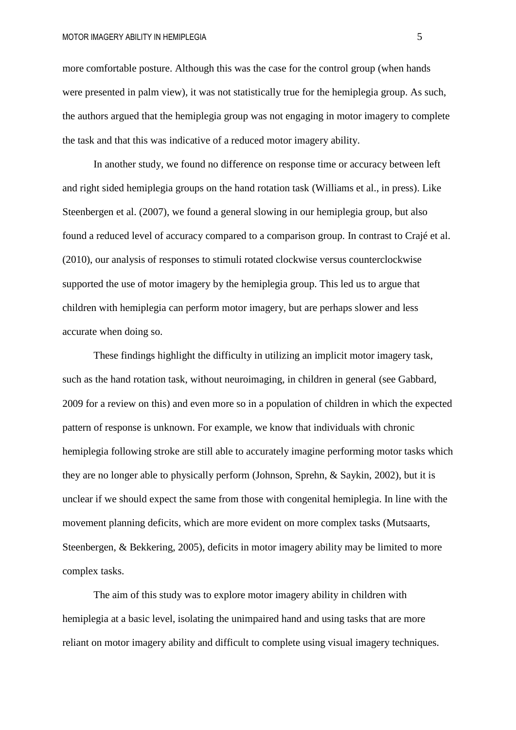more comfortable posture. Although this was the case for the control group (when hands were presented in palm view), it was not statistically true for the hemiplegia group. As such, the authors argued that the hemiplegia group was not engaging in motor imagery to complete the task and that this was indicative of a reduced motor imagery ability.

In another study, we found no difference on response time or accuracy between left and right sided hemiplegia groups on the hand rotation task (Williams et al., in press). Like Steenbergen et al. (2007), we found a general slowing in our hemiplegia group, but also found a reduced level of accuracy compared to a comparison group. In contrast to Crajé et al. (2010), our analysis of responses to stimuli rotated clockwise versus counterclockwise supported the use of motor imagery by the hemiplegia group. This led us to argue that children with hemiplegia can perform motor imagery, but are perhaps slower and less accurate when doing so.

These findings highlight the difficulty in utilizing an implicit motor imagery task, such as the hand rotation task, without neuroimaging, in children in general (see Gabbard, 2009 for a review on this) and even more so in a population of children in which the expected pattern of response is unknown. For example, we know that individuals with chronic hemiplegia following stroke are still able to accurately imagine performing motor tasks which they are no longer able to physically perform (Johnson, Sprehn, & Saykin, 2002), but it is unclear if we should expect the same from those with congenital hemiplegia. In line with the movement planning deficits, which are more evident on more complex tasks (Mutsaarts, Steenbergen, & Bekkering, 2005), deficits in motor imagery ability may be limited to more complex tasks.

The aim of this study was to explore motor imagery ability in children with hemiplegia at a basic level, isolating the unimpaired hand and using tasks that are more reliant on motor imagery ability and difficult to complete using visual imagery techniques.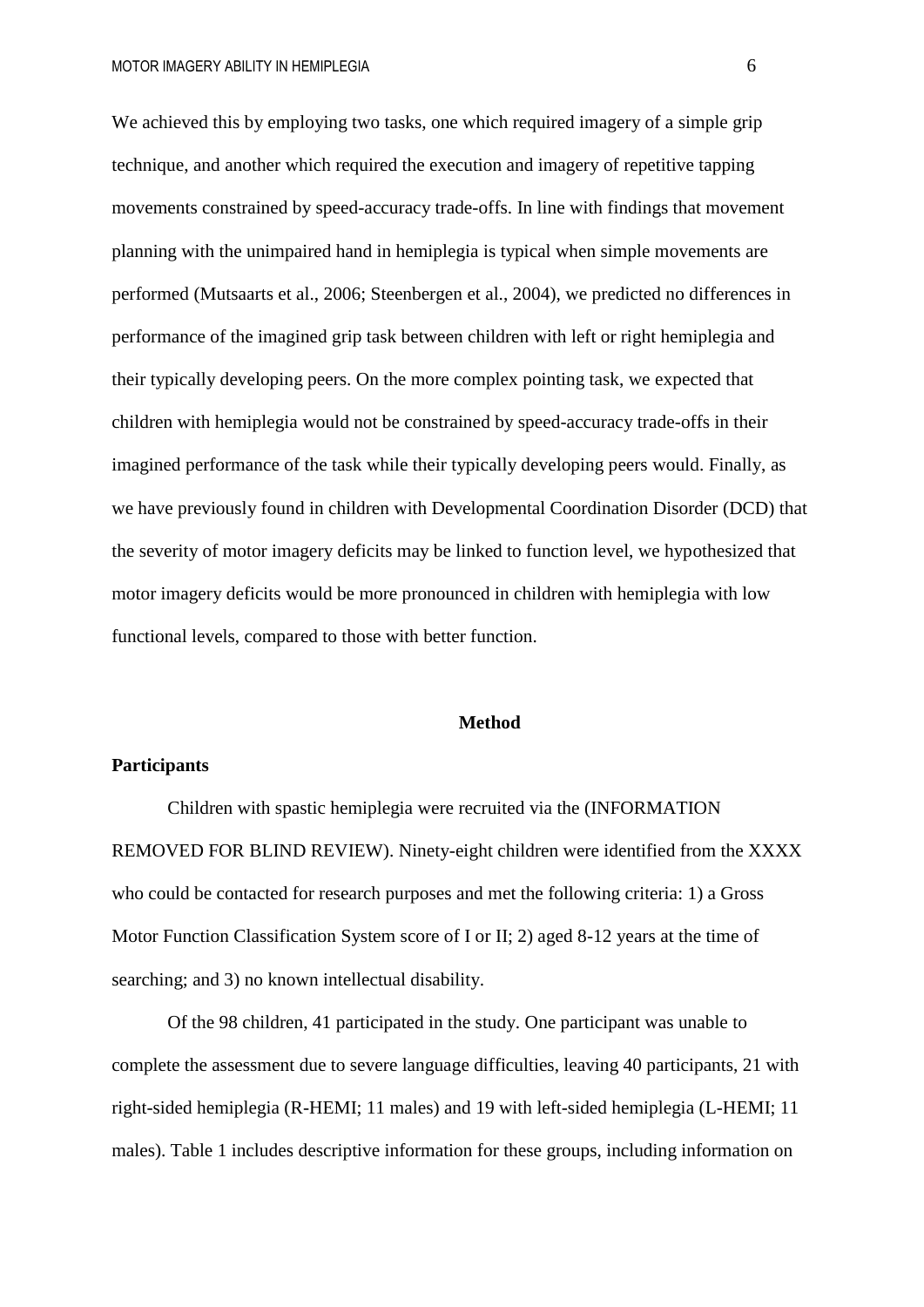We achieved this by employing two tasks, one which required imagery of a simple grip technique, and another which required the execution and imagery of repetitive tapping movements constrained by speed-accuracy trade-offs. In line with findings that movement planning with the unimpaired hand in hemiplegia is typical when simple movements are performed (Mutsaarts et al., 2006; Steenbergen et al., 2004), we predicted no differences in performance of the imagined grip task between children with left or right hemiplegia and their typically developing peers. On the more complex pointing task, we expected that children with hemiplegia would not be constrained by speed-accuracy trade-offs in their imagined performance of the task while their typically developing peers would. Finally, as we have previously found in children with Developmental Coordination Disorder (DCD) that the severity of motor imagery deficits may be linked to function level, we hypothesized that motor imagery deficits would be more pronounced in children with hemiplegia with low functional levels, compared to those with better function.

## Method

### Participants

Children with spastic hemiplegia were recruited via the (INFORMATION REMOVED FOR BLIND REVIEW). Ninety-eight children were identified from the XXXX who could be contacted for research purposes and met the following criteria: 1) a Gross Motor Function Classification System score of I or II; 2) aged 8-12 years at the time of searching; and 3) no known intellectual disability.

Of the 98 children, 41 participated in the study. One participant was unable to complete the assessment due to severe language difficulties, leaving 40 participants, 21 with right-sided hemiplegia (R-HEMI; 11 males) and 19 with left-sided hemiplegia (L-HEMI; 11 males). Table 1 includes descriptive information for these groups, including information on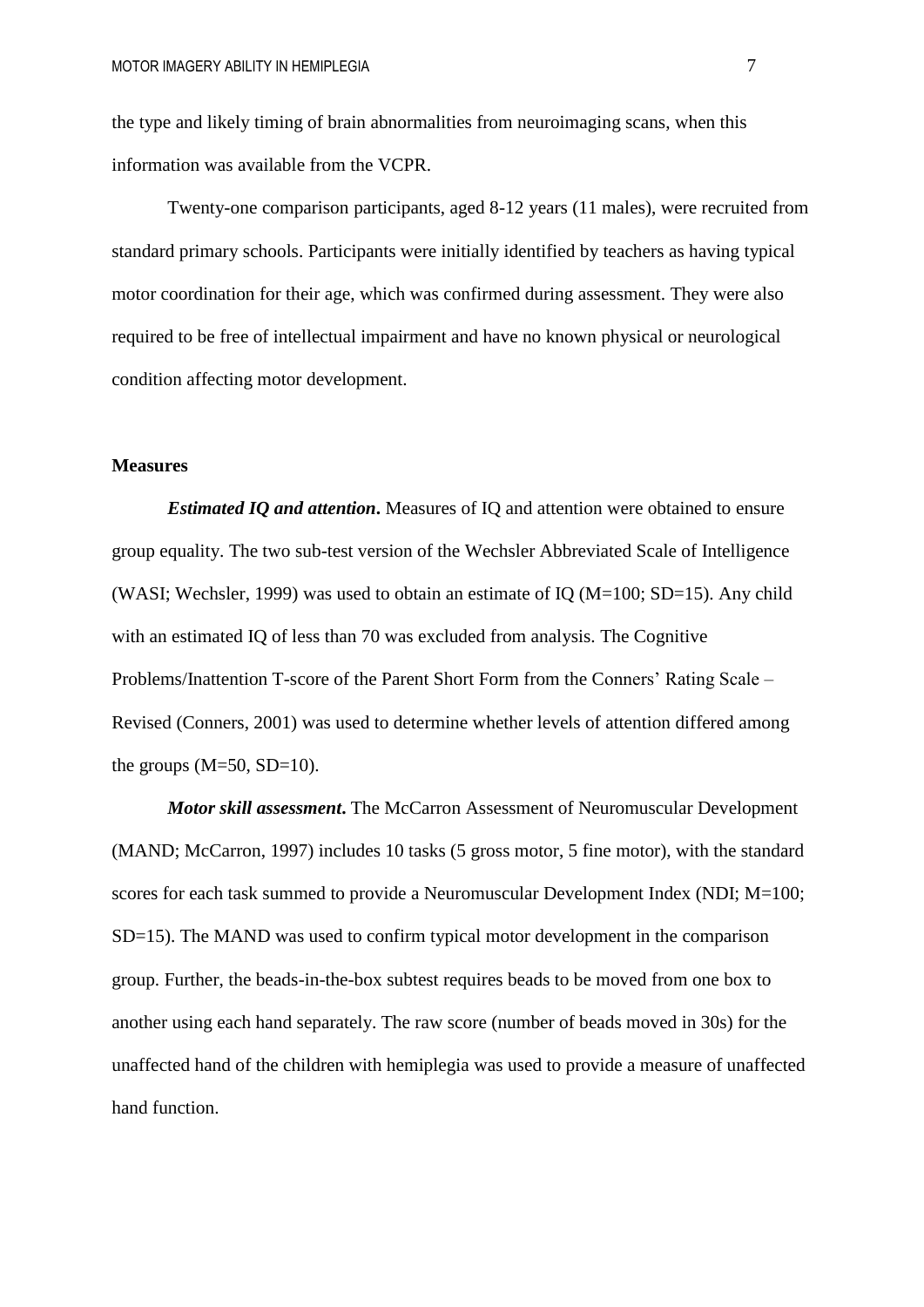the type and likely timing of brain abnormalities from neuroimaging scans, when this information was available from the VCPR.

Twenty-one comparison participants, aged 8-12 years (11 males), were recruited from standard primary schools. Participants were initially identified by teachers as having typical motor coordination for their age, which was confirmed during assessment. They were also required to be free of intellectual impairment and have no known physical or neurological condition affecting motor development.

## Measures

***Estimated IQ and attention*.** Measures of IQ and attention were obtained to ensure group equality. The two sub-test version of the Wechsler Abbreviated Scale of Intelligence (WASI; Wechsler, 1999) was used to obtain an estimate of IQ (M=100; SD=15). Any child with an estimated IQ of less than 70 was excluded from analysis. The Cognitive Problems/Inattention T-score of the Parent Short Form from the Conners' Rating Scale – Revised (Conners, 2001) was used to determine whether levels of attention differed among the groups (M=50, SD=10).

***Motor skill assessment*.** The McCarron Assessment of Neuromuscular Development (MAND; McCarron, 1997) includes 10 tasks (5 gross motor, 5 fine motor), with the standard scores for each task summed to provide a Neuromuscular Development Index (NDI; M=100; SD=15). The MAND was used to confirm typical motor development in the comparison group. Further, the beads-in-the-box subtest requires beads to be moved from one box to another using each hand separately. The raw score (number of beads moved in 30s) for the unaffected hand of the children with hemiplegia was used to provide a measure of unaffected hand function.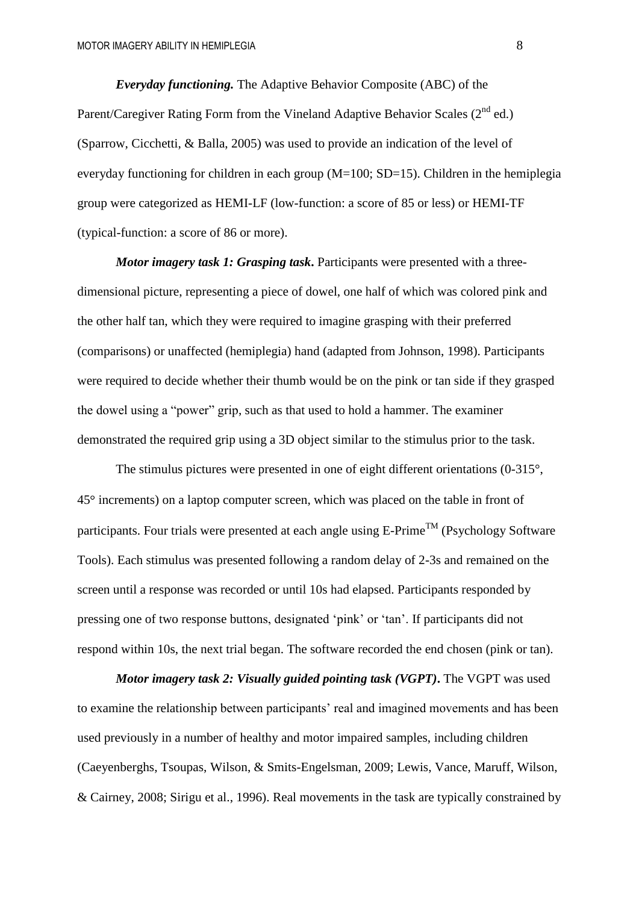***Everyday functioning.*** The Adaptive Behavior Composite (ABC) of the Parent/Caregiver Rating Form from the Vineland Adaptive Behavior Scales (2nd ed.) (Sparrow, Cicchetti, & Balla, 2005) was used to provide an indication of the level of everyday functioning for children in each group (M=100; SD=15). Children in the hemiplegia group were categorized as HEMI-LF (low-function: a score of 85 or less) or HEMI-TF (typical-function: a score of 86 or more).

***Motor imagery task 1: Grasping task*.** Participants were presented with a three-dimensional picture, representing a piece of dowel, one half of which was colored pink and the other half tan, which they were required to imagine grasping with their preferred (comparisons) or unaffected (hemiplegia) hand (adapted from Johnson, 1998). Participants were required to decide whether their thumb would be on the pink or tan side if they grasped the dowel using a "power" grip, such as that used to hold a hammer. The examiner demonstrated the required grip using a 3D object similar to the stimulus prior to the task.

The stimulus pictures were presented in one of eight different orientations (0-315°, 45° increments) on a laptop computer screen, which was placed on the table in front of participants. Four trials were presented at each angle using E-Prime™ (Psychology Software Tools). Each stimulus was presented following a random delay of 2-3s and remained on the screen until a response was recorded or until 10s had elapsed. Participants responded by pressing one of two response buttons, designated 'pink' or 'tan'. If participants did not respond within 10s, the next trial began. The software recorded the end chosen (pink or tan).

***Motor imagery task 2: Visually guided pointing task (VGPT)*.** The VGPT was used to examine the relationship between participants' real and imagined movements and has been used previously in a number of healthy and motor impaired samples, including children (Caeyenberghs, Tsoupas, Wilson, & Smits-Engelsman, 2009; Lewis, Vance, Maruff, Wilson, & Cairney, 2008; Sirigu et al., 1996). Real movements in the task are typically constrained by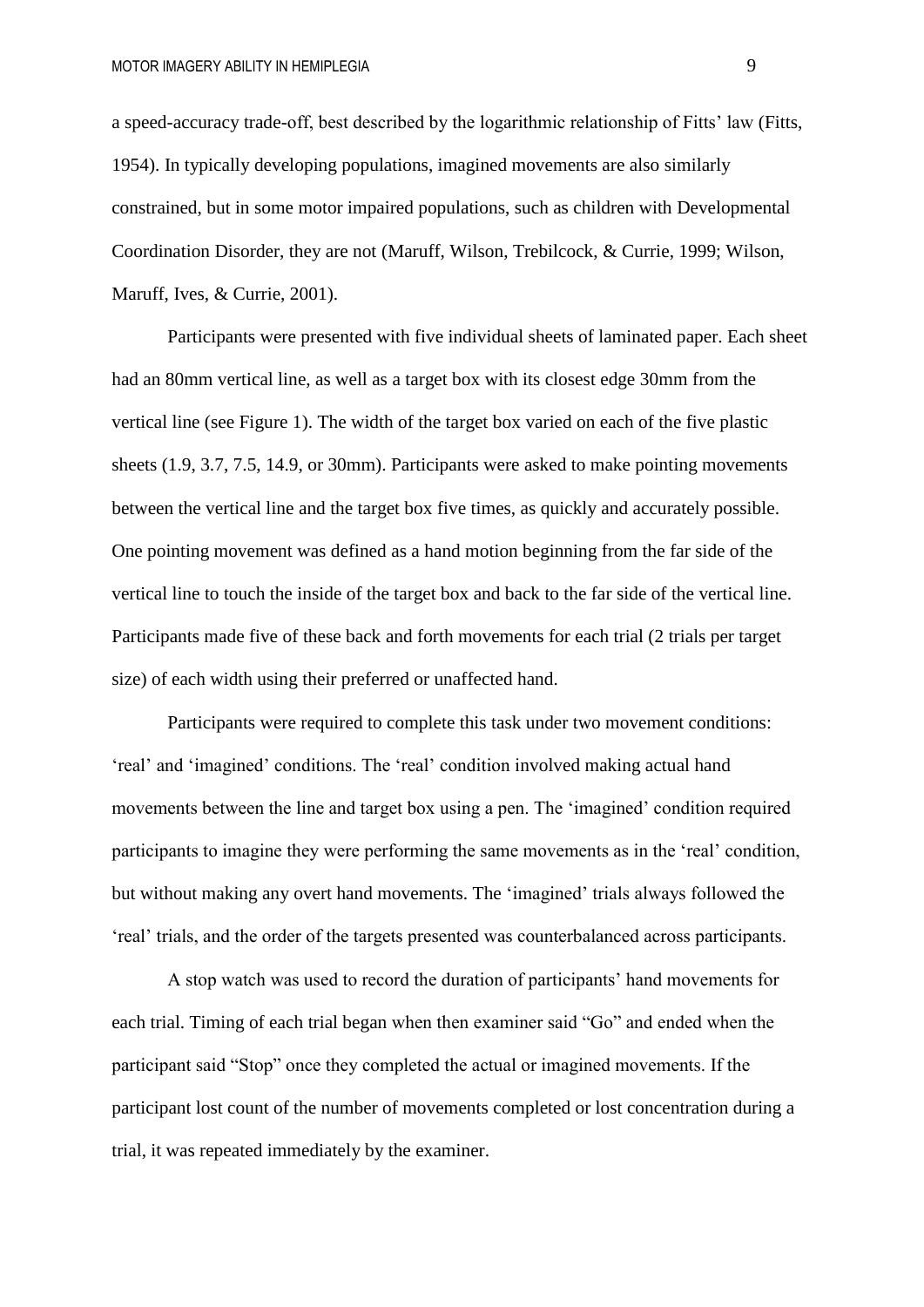a speed-accuracy trade-off, best described by the logarithmic relationship of Fitts' law (Fitts, 1954). In typically developing populations, imagined movements are also similarly constrained, but in some motor impaired populations, such as children with Developmental Coordination Disorder, they are not (Maruff, Wilson, Trebilcock, & Currie, 1999; Wilson, Maruff, Ives, & Currie, 2001).

Participants were presented with five individual sheets of laminated paper. Each sheet had an 80mm vertical line, as well as a target box with its closest edge 30mm from the vertical line (see Figure 1). The width of the target box varied on each of the five plastic sheets (1.9, 3.7, 7.5, 14.9, or 30mm). Participants were asked to make pointing movements between the vertical line and the target box five times, as quickly and accurately possible. One pointing movement was defined as a hand motion beginning from the far side of the vertical line to touch the inside of the target box and back to the far side of the vertical line. Participants made five of these back and forth movements for each trial (2 trials per target size) of each width using their preferred or unaffected hand.

Participants were required to complete this task under two movement conditions: 'real' and 'imagined' conditions. The 'real' condition involved making actual hand movements between the line and target box using a pen. The 'imagined' condition required participants to imagine they were performing the same movements as in the 'real' condition, but without making any overt hand movements. The 'imagined' trials always followed the 'real' trials, and the order of the targets presented was counterbalanced across participants.

A stop watch was used to record the duration of participants' hand movements for each trial. Timing of each trial began when then examiner said "Go" and ended when the participant said "Stop" once they completed the actual or imagined movements. If the participant lost count of the number of movements completed or lost concentration during a trial, it was repeated immediately by the examiner.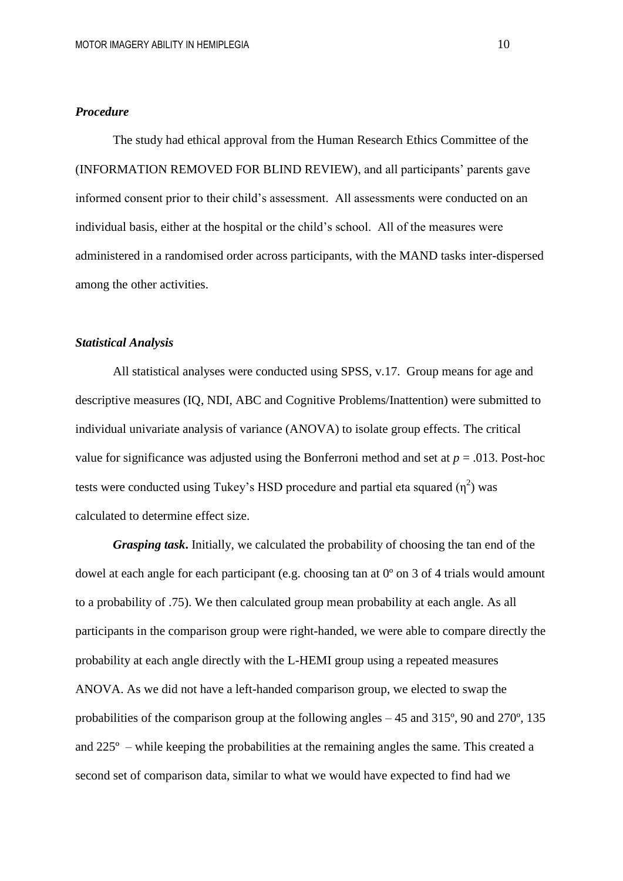### *Procedure*

The study had ethical approval from the Human Research Ethics Committee of the (INFORMATION REMOVED FOR BLIND REVIEW), and all participants' parents gave informed consent prior to their child's assessment. All assessments were conducted on an individual basis, either at the hospital or the child's school. All of the measures were administered in a randomised order across participants, with the MAND tasks inter-dispersed among the other activities.

### *Statistical Analysis*

All statistical analyses were conducted using SPSS, v.17. Group means for age and descriptive measures (IQ, NDI, ABC and Cognitive Problems/Inattention) were submitted to individual univariate analysis of variance (ANOVA) to isolate group effects. The critical value for significance was adjusted using the Bonferroni method and set at $p = .013$. Post-hoc tests were conducted using Tukey's HSD procedure and partial eta squared ($\eta^2$) was calculated to determine effect size.

***Grasping task***. Initially, we calculated the probability of choosing the tan end of the dowel at each angle for each participant (e.g. choosing tan at 0º on 3 of 4 trials would amount to a probability of .75). We then calculated group mean probability at each angle. As all participants in the comparison group were right-handed, we were able to compare directly the probability at each angle directly with the L-HEMI group using a repeated measures ANOVA. As we did not have a left-handed comparison group, we elected to swap the probabilities of the comparison group at the following angles – 45 and 315º, 90 and 270º, 135 and 225º – while keeping the probabilities at the remaining angles the same. This created a second set of comparison data, similar to what we would have expected to find had we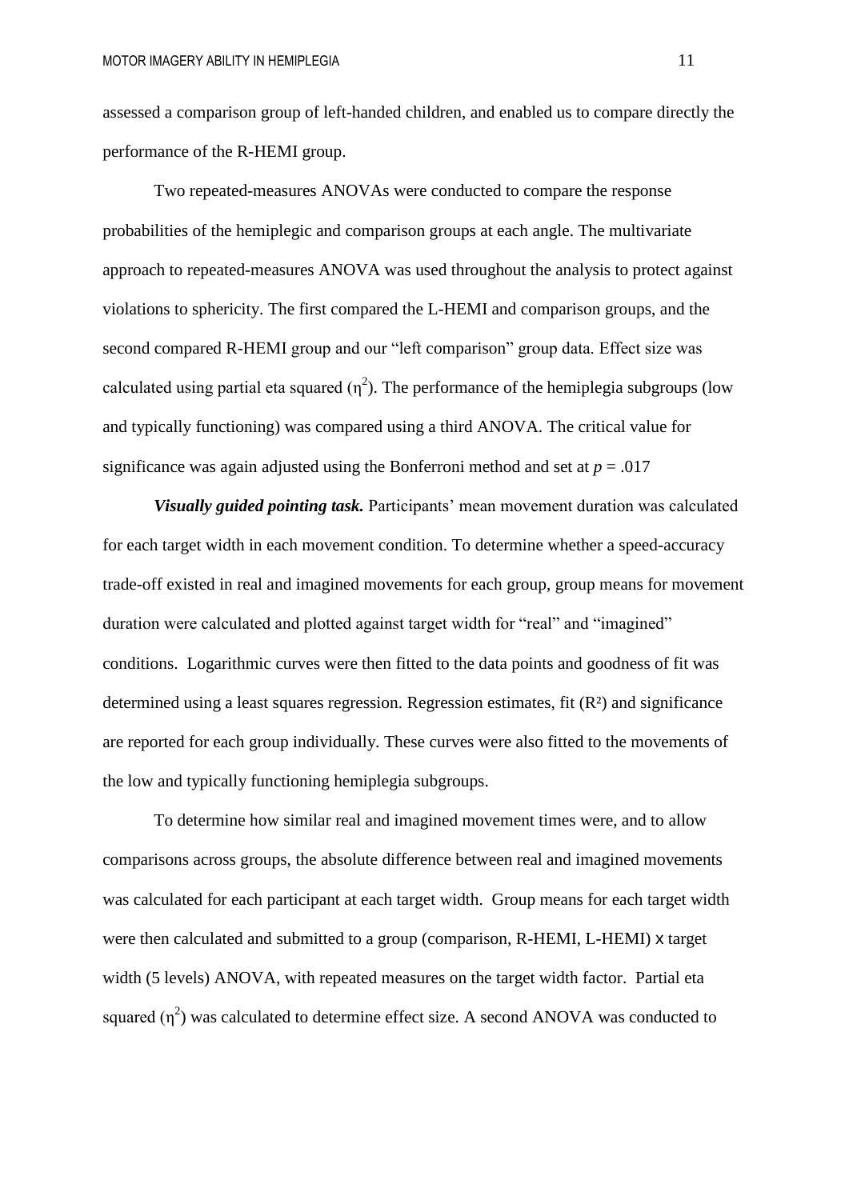assessed a comparison group of left-handed children, and enabled us to compare directly the performance of the R-HEMI group.

Two repeated-measures ANOVAs were conducted to compare the response probabilities of the hemiplegic and comparison groups at each angle. The multivariate approach to repeated-measures ANOVA was used throughout the analysis to protect against violations to sphericity. The first compared the L-HEMI and comparison groups, and the second compared R-HEMI group and our "left comparison" group data. Effect size was calculated using partial eta squared ($\eta^2$). The performance of the hemiplegia subgroups (low and typically functioning) was compared using a third ANOVA. The critical value for significance was again adjusted using the Bonferroni method and set at $p = .017$

***Visually guided pointing task.*** Participants' mean movement duration was calculated for each target width in each movement condition. To determine whether a speed-accuracy trade-off existed in real and imagined movements for each group, group means for movement duration were calculated and plotted against target width for "real" and "imagined" conditions. Logarithmic curves were then fitted to the data points and goodness of fit was determined using a least squares regression. Regression estimates, fit ($R^2$) and significance are reported for each group individually. These curves were also fitted to the movements of the low and typically functioning hemiplegia subgroups.

To determine how similar real and imagined movement times were, and to allow comparisons across groups, the absolute difference between real and imagined movements was calculated for each participant at each target width. Group means for each target width were then calculated and submitted to a group (comparison, R-HEMI, L-HEMI) x target width (5 levels) ANOVA, with repeated measures on the target width factor. Partial eta squared ($\eta^2$) was calculated to determine effect size. A second ANOVA was conducted to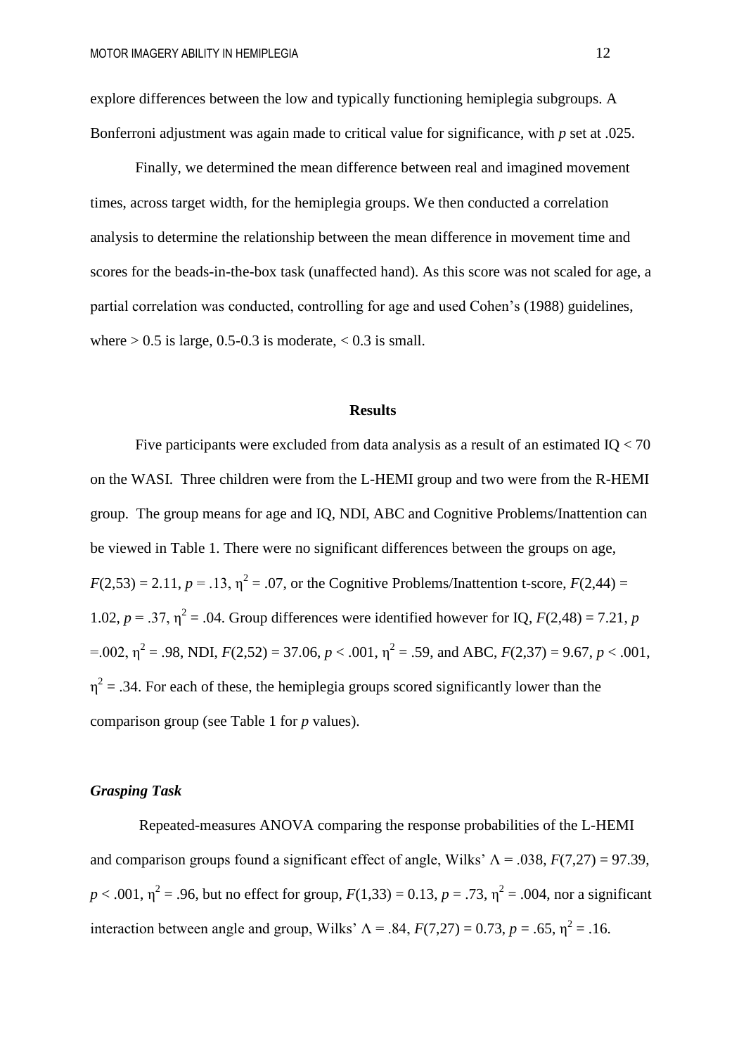explore differences between the low and typically functioning hemiplegia subgroups. A Bonferroni adjustment was again made to critical value for significance, with *p* set at .025.

Finally, we determined the mean difference between real and imagined movement times, across target width, for the hemiplegia groups. We then conducted a correlation analysis to determine the relationship between the mean difference in movement time and scores for the beads-in-the-box task (unaffected hand). As this score was not scaled for age, a partial correlation was conducted, controlling for age and used Cohen's (1988) guidelines, where > 0.5 is large, 0.5-0.3 is moderate, < 0.3 is small.

## Results

Five participants were excluded from data analysis as a result of an estimated IQ < 70 on the WASI. Three children were from the L-HEMI group and two were from the R-HEMI group. The group means for age and IQ, NDI, ABC and Cognitive Problems/Inattention can be viewed in Table 1. There were no significant differences between the groups on age, $F(2,53) = 2.11$, $p = .13$, $\eta^2 = .07$, or the Cognitive Problems/Inattention t-score, $F(2,44) = 1.02$, $p = .37$, $\eta^2 = .04$. Group differences were identified however for IQ, $F(2,48) = 7.21$, $p = .002$, $\eta^2 = .98$, NDI, $F(2,52) = 37.06$, $p < .001$, $\eta^2 = .59$, and ABC, $F(2,37) = 9.67$, $p < .001$, $\eta^2 = .34$. For each of these, the hemiplegia groups scored significantly lower than the comparison group (see Table 1 for *p* values).

### *Grasping Task*

Repeated-measures ANOVA comparing the response probabilities of the L-HEMI and comparison groups found a significant effect of angle, Wilks' $\Lambda = .038$, $F(7,27) = 97.39$, $p < .001$, $\eta^2 = .96$, but no effect for group, $F(1,33) = 0.13$, $p = .73$, $\eta^2 = .004$, nor a significant interaction between angle and group, Wilks' $\Lambda = .84$, $F(7,27) = 0.73$, $p = .65$, $\eta^2 = .16$.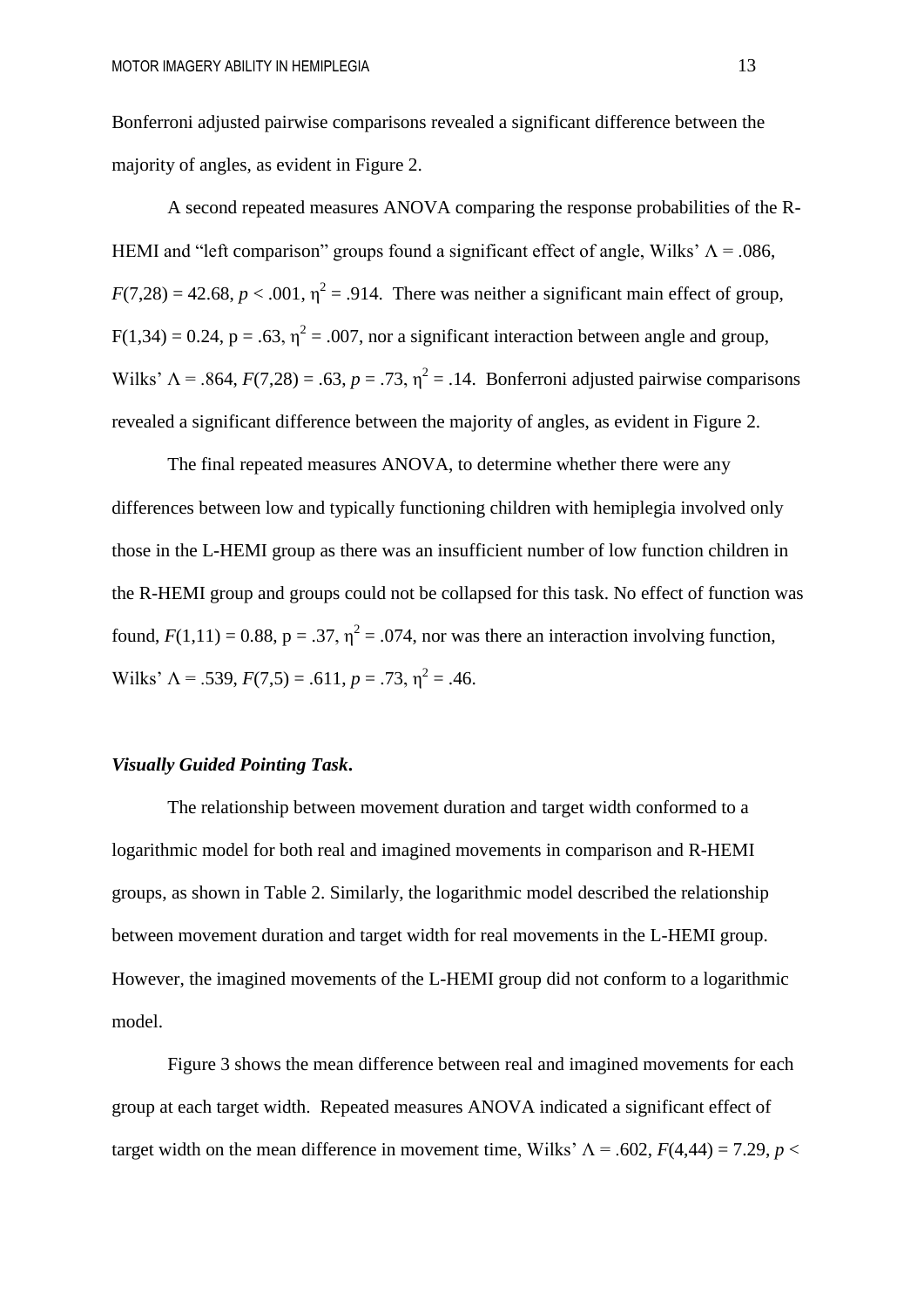Bonferroni adjusted pairwise comparisons revealed a significant difference between the majority of angles, as evident in Figure 2.

A second repeated measures ANOVA comparing the response probabilities of the R-HEMI and "left comparison" groups found a significant effect of angle, Wilks' $\Lambda = .086$, $F(7,28) = 42.68$, $p < .001$, $\eta^2 = .914$. There was neither a significant main effect of group, $F(1,34) = 0.24$, $p = .63$, $\eta^2 = .007$, nor a significant interaction between angle and group, Wilks' $\Lambda = .864$, $F(7,28) = .63$, $p = .73$, $\eta^2 = .14$. Bonferroni adjusted pairwise comparisons revealed a significant difference between the majority of angles, as evident in Figure 2.

The final repeated measures ANOVA, to determine whether there were any differences between low and typically functioning children with hemiplegia involved only those in the L-HEMI group as there was an insufficient number of low function children in the R-HEMI group and groups could not be collapsed for this task. No effect of function was found, $F(1,11) = 0.88$, $p = .37$, $\eta^2 = .074$, nor was there an interaction involving function, Wilks' $\Lambda = .539$, $F(7,5) = .611$, $p = .73$, $\eta^2 = .46$.

### *Visually Guided Pointing Task*.

The relationship between movement duration and target width conformed to a logarithmic model for both real and imagined movements in comparison and R-HEMI groups, as shown in Table 2. Similarly, the logarithmic model described the relationship between movement duration and target width for real movements in the L-HEMI group. However, the imagined movements of the L-HEMI group did not conform to a logarithmic model.

Figure 3 shows the mean difference between real and imagined movements for each group at each target width. Repeated measures ANOVA indicated a significant effect of target width on the mean difference in movement time, Wilks' $\Lambda = .602$, $F(4,44) = 7.29$, $p <$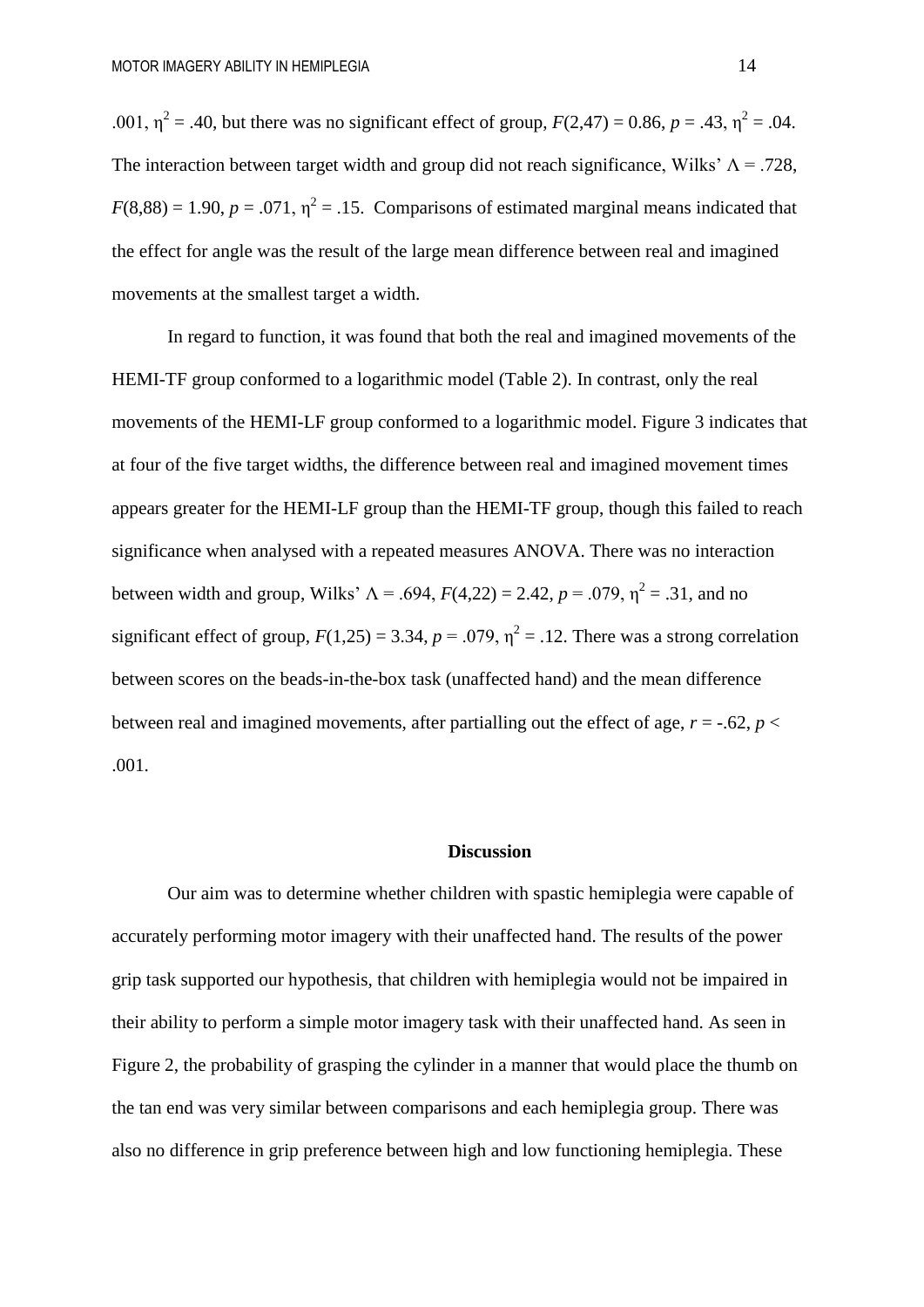.001, $\eta^2 = .40$, but there was no significant effect of group, $F(2,47) = 0.86$, $p = .43$, $\eta^2 = .04$. The interaction between target width and group did not reach significance, Wilks' $\Lambda = .728$, $F(8,88) = 1.90$, $p = .071$, $\eta^2 = .15$. Comparisons of estimated marginal means indicated that the effect for angle was the result of the large mean difference between real and imagined movements at the smallest target a width.

In regard to function, it was found that both the real and imagined movements of the HEMI-TF group conformed to a logarithmic model (Table 2). In contrast, only the real movements of the HEMI-LF group conformed to a logarithmic model. Figure 3 indicates that at four of the five target widths, the difference between real and imagined movement times appears greater for the HEMI-LF group than the HEMI-TF group, though this failed to reach significance when analysed with a repeated measures ANOVA. There was no interaction between width and group, Wilks' $\Lambda = .694$, $F(4,22) = 2.42$, $p = .079$, $\eta^2 = .31$, and no significant effect of group, $F(1,25) = 3.34$, $p = .079$, $\eta^2 = .12$. There was a strong correlation between scores on the beads-in-the-box task (unaffected hand) and the mean difference between real and imagined movements, after partialling out the effect of age, $r = -.62$, $p < .001$.

## Discussion

Our aim was to determine whether children with spastic hemiplegia were capable of accurately performing motor imagery with their unaffected hand. The results of the power grip task supported our hypothesis, that children with hemiplegia would not be impaired in their ability to perform a simple motor imagery task with their unaffected hand. As seen in Figure 2, the probability of grasping the cylinder in a manner that would place the thumb on the tan end was very similar between comparisons and each hemiplegia group. There was also no difference in grip preference between high and low functioning hemiplegia. These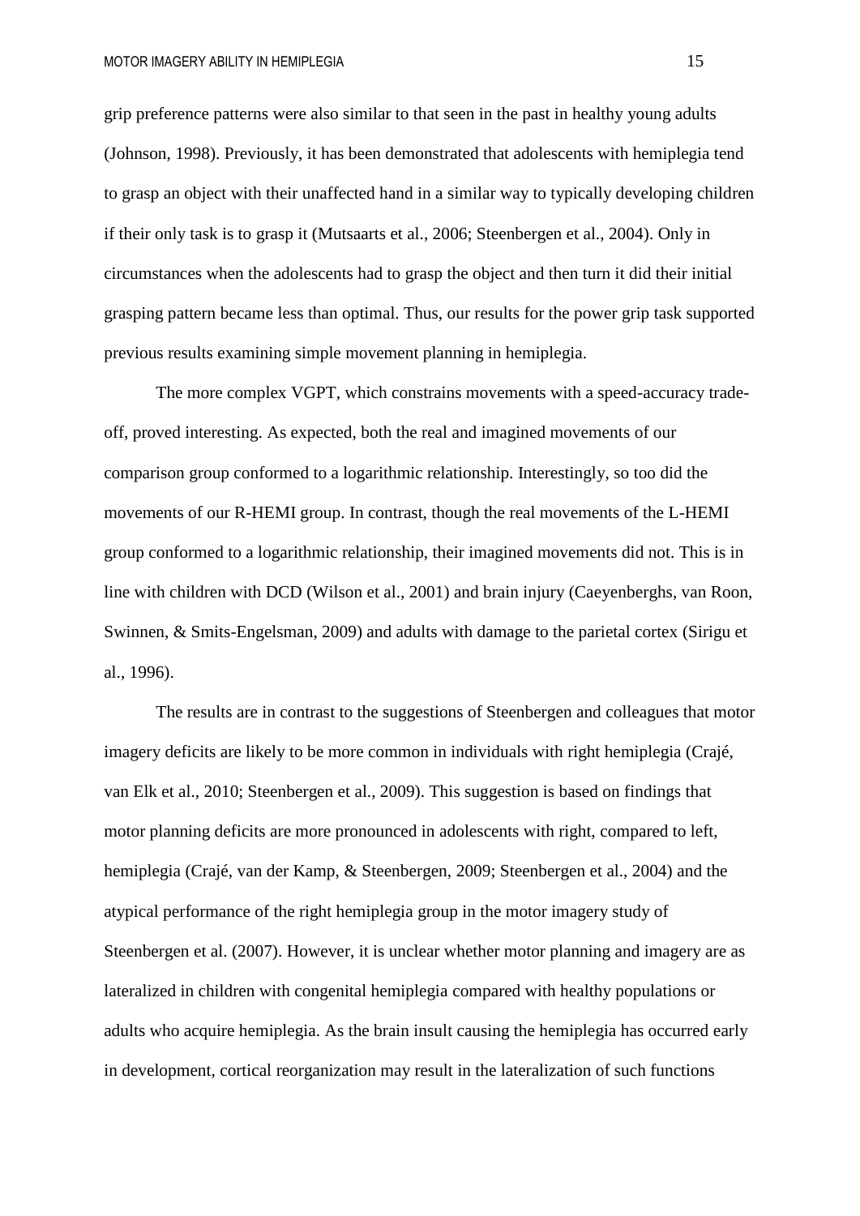grip preference patterns were also similar to that seen in the past in healthy young adults (Johnson, 1998). Previously, it has been demonstrated that adolescents with hemiplegia tend to grasp an object with their unaffected hand in a similar way to typically developing children if their only task is to grasp it (Mutsaarts et al., 2006; Steenbergen et al., 2004). Only in circumstances when the adolescents had to grasp the object and then turn it did their initial grasping pattern became less than optimal. Thus, our results for the power grip task supported previous results examining simple movement planning in hemiplegia.

The more complex VGPT, which constrains movements with a speed-accuracy trade-off, proved interesting. As expected, both the real and imagined movements of our comparison group conformed to a logarithmic relationship. Interestingly, so too did the movements of our R-HEMI group. In contrast, though the real movements of the L-HEMI group conformed to a logarithmic relationship, their imagined movements did not. This is in line with children with DCD (Wilson et al., 2001) and brain injury (Caeyenberghs, van Roon, Swinnen, & Smits-Engelsman, 2009) and adults with damage to the parietal cortex (Sirigu et al., 1996).

The results are in contrast to the suggestions of Steenbergen and colleagues that motor imagery deficits are likely to be more common in individuals with right hemiplegia (Crajé, van Elk et al., 2010; Steenbergen et al., 2009). This suggestion is based on findings that motor planning deficits are more pronounced in adolescents with right, compared to left, hemiplegia (Crajé, van der Kamp, & Steenbergen, 2009; Steenbergen et al., 2004) and the atypical performance of the right hemiplegia group in the motor imagery study of Steenbergen et al. (2007). However, it is unclear whether motor planning and imagery are as lateralized in children with congenital hemiplegia compared with healthy populations or adults who acquire hemiplegia. As the brain insult causing the hemiplegia has occurred early in development, cortical reorganization may result in the lateralization of such functions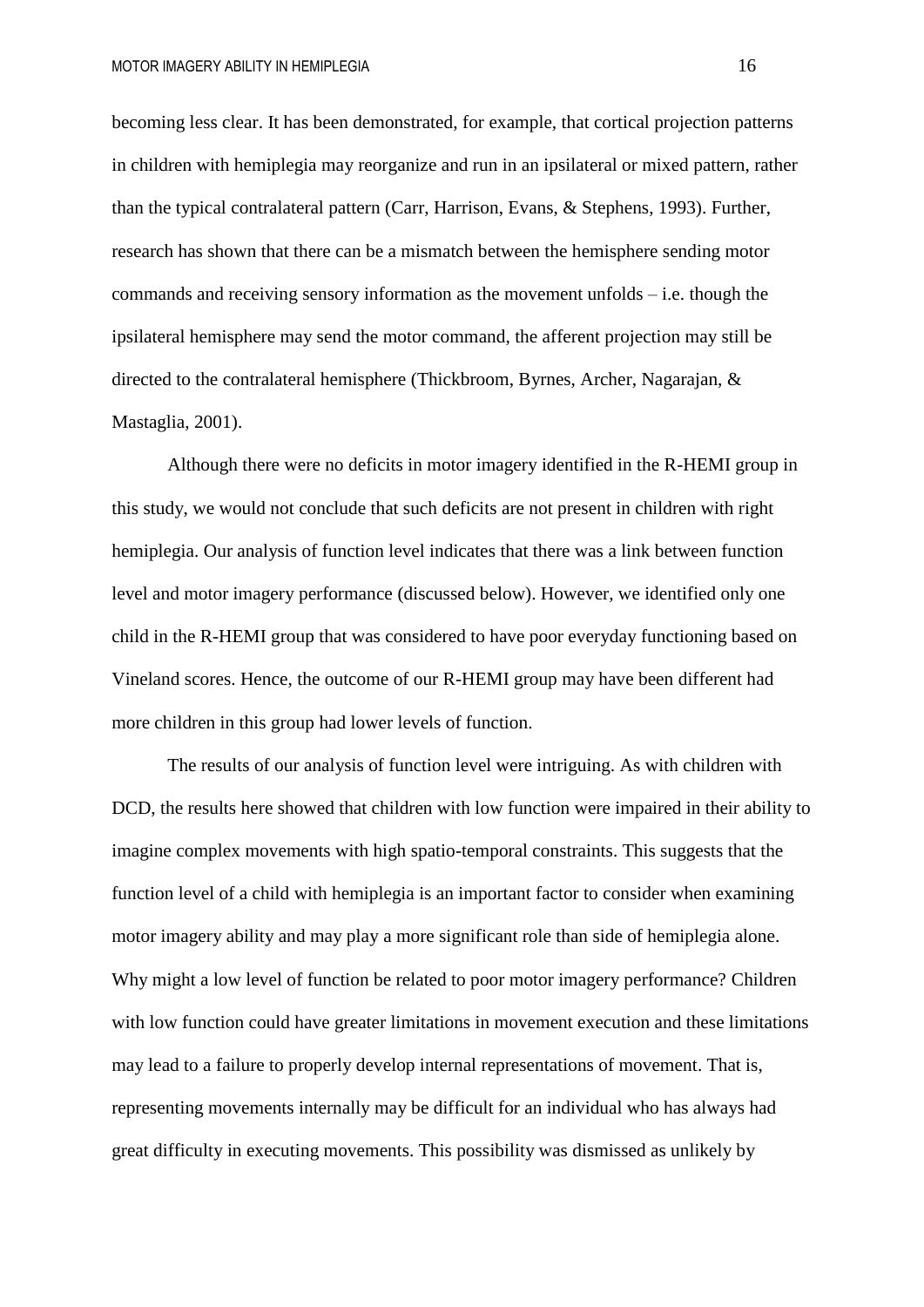becoming less clear. It has been demonstrated, for example, that cortical projection patterns in children with hemiplegia may reorganize and run in an ipsilateral or mixed pattern, rather than the typical contralateral pattern (Carr, Harrison, Evans, & Stephens, 1993). Further, research has shown that there can be a mismatch between the hemisphere sending motor commands and receiving sensory information as the movement unfolds – i.e. though the ipsilateral hemisphere may send the motor command, the afferent projection may still be directed to the contralateral hemisphere (Thickbroom, Byrnes, Archer, Nagarajan, & Mastaglia, 2001).

Although there were no deficits in motor imagery identified in the R-HEMI group in this study, we would not conclude that such deficits are not present in children with right hemiplegia. Our analysis of function level indicates that there was a link between function level and motor imagery performance (discussed below). However, we identified only one child in the R-HEMI group that was considered to have poor everyday functioning based on Vineland scores. Hence, the outcome of our R-HEMI group may have been different had more children in this group had lower levels of function.

The results of our analysis of function level were intriguing. As with children with DCD, the results here showed that children with low function were impaired in their ability to imagine complex movements with high spatio-temporal constraints. This suggests that the function level of a child with hemiplegia is an important factor to consider when examining motor imagery ability and may play a more significant role than side of hemiplegia alone. Why might a low level of function be related to poor motor imagery performance? Children with low function could have greater limitations in movement execution and these limitations may lead to a failure to properly develop internal representations of movement. That is, representing movements internally may be difficult for an individual who has always had great difficulty in executing movements. This possibility was dismissed as unlikely by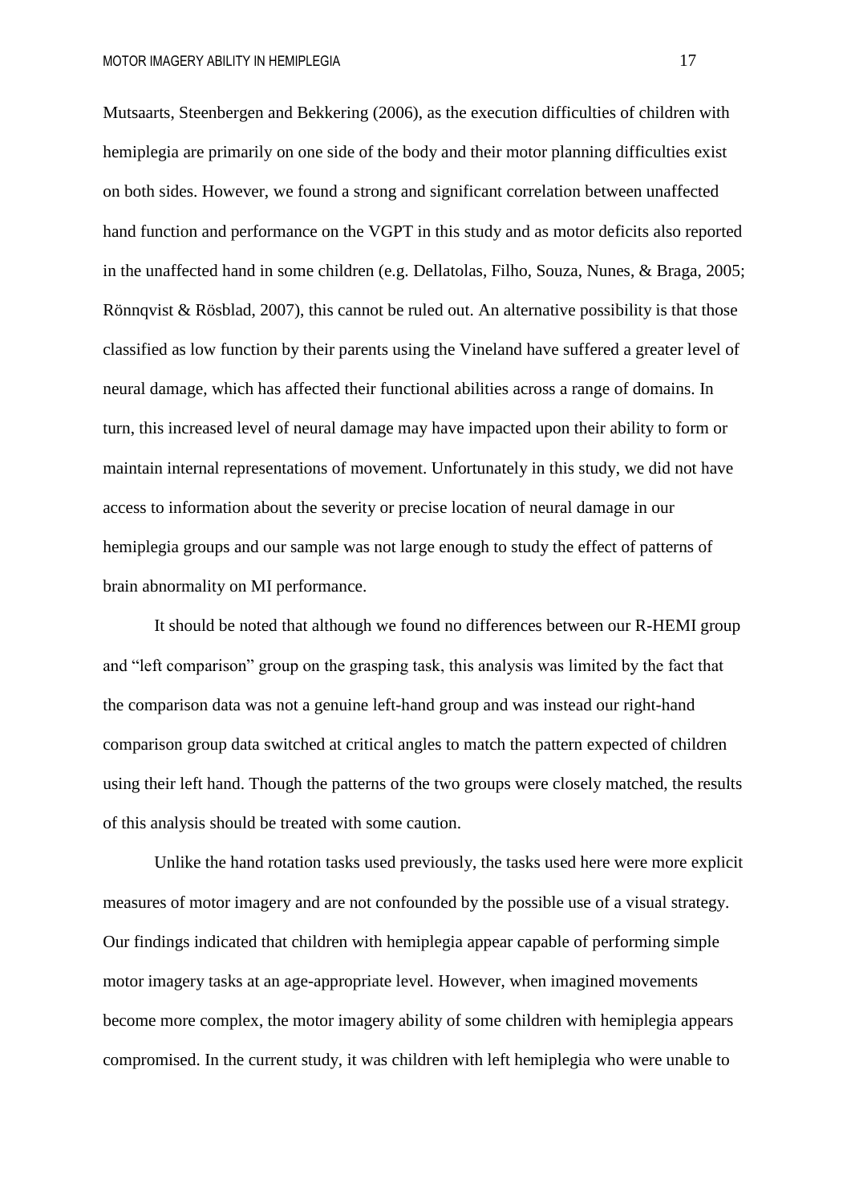Mutsaarts, Steenbergen and Bekkering (2006), as the execution difficulties of children with hemiplegia are primarily on one side of the body and their motor planning difficulties exist on both sides. However, we found a strong and significant correlation between unaffected hand function and performance on the VGPT in this study and as motor deficits also reported in the unaffected hand in some children (e.g. Dellatolas, Filho, Souza, Nunes, & Braga, 2005; Rönnqvist & Rösblad, 2007), this cannot be ruled out. An alternative possibility is that those classified as low function by their parents using the Vineland have suffered a greater level of neural damage, which has affected their functional abilities across a range of domains. In turn, this increased level of neural damage may have impacted upon their ability to form or maintain internal representations of movement. Unfortunately in this study, we did not have access to information about the severity or precise location of neural damage in our hemiplegia groups and our sample was not large enough to study the effect of patterns of brain abnormality on MI performance.

It should be noted that although we found no differences between our R-HEMI group and "left comparison" group on the grasping task, this analysis was limited by the fact that the comparison data was not a genuine left-hand group and was instead our right-hand comparison group data switched at critical angles to match the pattern expected of children using their left hand. Though the patterns of the two groups were closely matched, the results of this analysis should be treated with some caution.

Unlike the hand rotation tasks used previously, the tasks used here were more explicit measures of motor imagery and are not confounded by the possible use of a visual strategy. Our findings indicated that children with hemiplegia appear capable of performing simple motor imagery tasks at an age-appropriate level. However, when imagined movements become more complex, the motor imagery ability of some children with hemiplegia appears compromised. In the current study, it was children with left hemiplegia who were unable to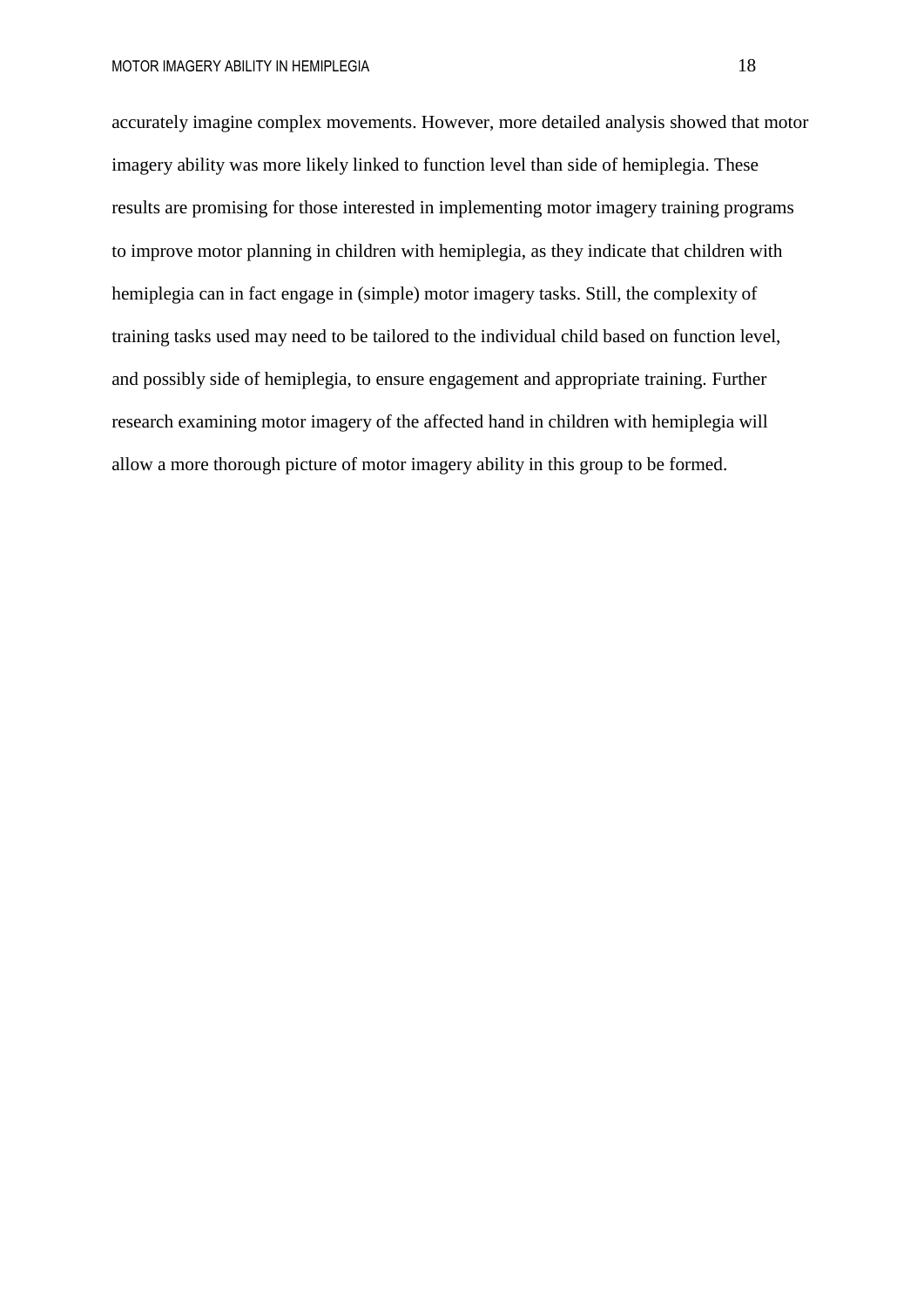accurately imagine complex movements. However, more detailed analysis showed that motor imagery ability was more likely linked to function level than side of hemiplegia. These results are promising for those interested in implementing motor imagery training programs to improve motor planning in children with hemiplegia, as they indicate that children with hemiplegia can in fact engage in (simple) motor imagery tasks. Still, the complexity of training tasks used may need to be tailored to the individual child based on function level, and possibly side of hemiplegia, to ensure engagement and appropriate training. Further research examining motor imagery of the affected hand in children with hemiplegia will allow a more thorough picture of motor imagery ability in this group to be formed.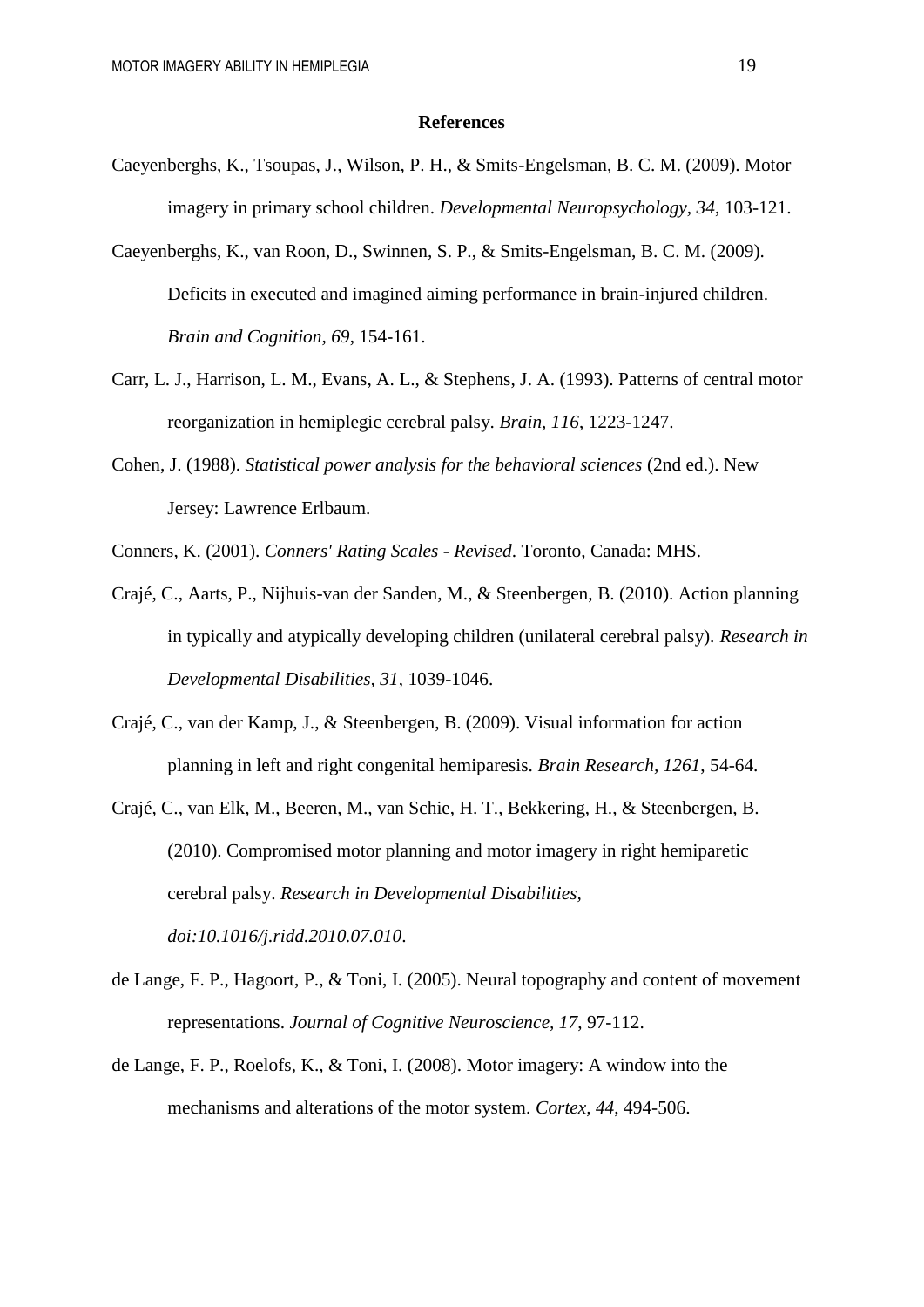## References

Caeyenberghs, K., Tsoupas, J., Wilson, P. H., & Smits-Engelsman, B. C. M. (2009). Motor imagery in primary school children. *Developmental Neuropsychology*, *34*, 103-121.

Caeyenberghs, K., van Roon, D., Swinnen, S. P., & Smits-Engelsman, B. C. M. (2009). Deficits in executed and imagined aiming performance in brain-injured children. *Brain and Cognition, 69*, 154-161.

Carr, L. J., Harrison, L. M., Evans, A. L., & Stephens, J. A. (1993). Patterns of central motor reorganization in hemiplegic cerebral palsy. *Brain, 116*, 1223-1247.

Cohen, J. (1988). *Statistical power analysis for the behavioral sciences* (2nd ed.). New Jersey: Lawrence Erlbaum.

Conners, K. (2001). *Conners' Rating Scales - Revised*. Toronto, Canada: MHS.

Crajé, C., Aarts, P., Nijhuis-van der Sanden, M., & Steenbergen, B. (2010). Action planning in typically and atypically developing children (unilateral cerebral palsy). *Research in Developmental Disabilities, 31*, 1039-1046.

Crajé, C., van der Kamp, J., & Steenbergen, B. (2009). Visual information for action planning in left and right congenital hemiparesis. *Brain Research, 1261*, 54-64.

Crajé, C., van Elk, M., Beeren, M., van Schie, H. T., Bekkering, H., & Steenbergen, B. (2010). Compromised motor planning and motor imagery in right hemiparetic cerebral palsy. *Research in Developmental Disabilities, doi:10.1016/j.ridd.2010.07.010*.

de Lange, F. P., Hagoort, P., & Toni, I. (2005). Neural topography and content of movement representations. *Journal of Cognitive Neuroscience, 17*, 97-112.

de Lange, F. P., Roelofs, K., & Toni, I. (2008). Motor imagery: A window into the mechanisms and alterations of the motor system. *Cortex, 44*, 494-506.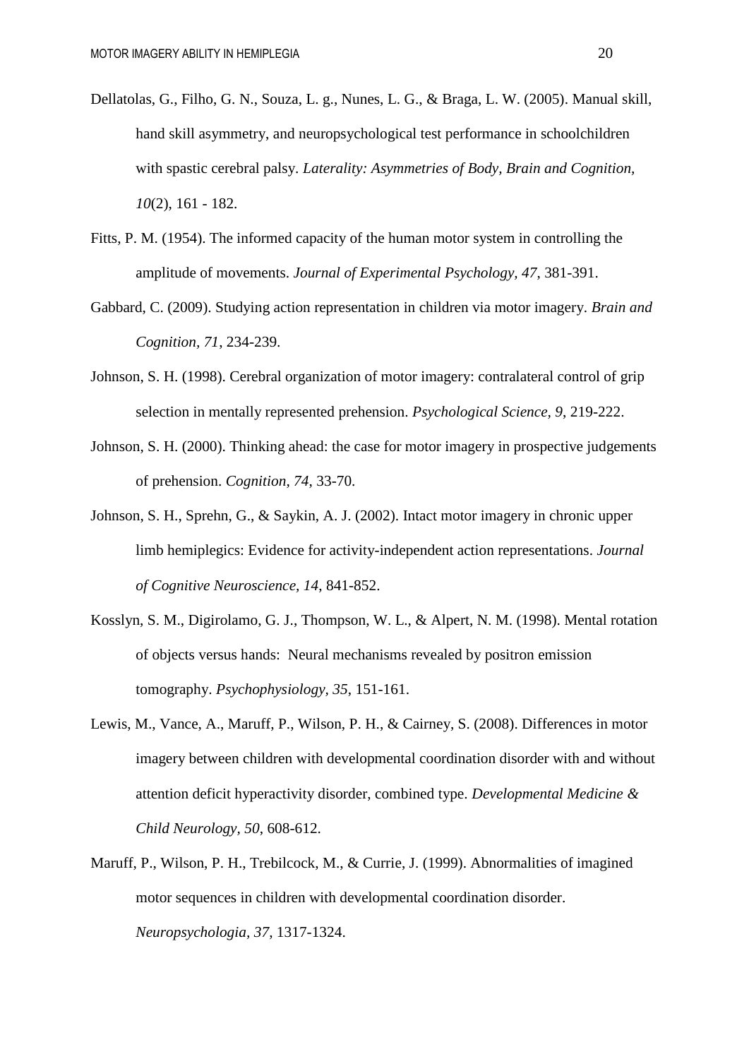Dellatolas, G., Filho, G. N., Souza, L. g., Nunes, L. G., & Braga, L. W. (2005). Manual skill, hand skill asymmetry, and neuropsychological test performance in schoolchildren with spastic cerebral palsy. *Laterality: Asymmetries of Body, Brain and Cognition, 10*(2), 161 - 182.

Fitts, P. M. (1954). The informed capacity of the human motor system in controlling the amplitude of movements. *Journal of Experimental Psychology, 47*, 381-391.

Gabbard, C. (2009). Studying action representation in children via motor imagery. *Brain and Cognition, 71*, 234-239.

Johnson, S. H. (1998). Cerebral organization of motor imagery: contralateral control of grip selection in mentally represented prehension. *Psychological Science, 9*, 219-222.

Johnson, S. H. (2000). Thinking ahead: the case for motor imagery in prospective judgements of prehension. *Cognition, 74*, 33-70.

Johnson, S. H., Sprehn, G., & Saykin, A. J. (2002). Intact motor imagery in chronic upper limb hemiplegics: Evidence for activity-independent action representations. *Journal of Cognitive Neuroscience, 14*, 841-852.

Kosslyn, S. M., Digirolamo, G. J., Thompson, W. L., & Alpert, N. M. (1998). Mental rotation of objects versus hands: Neural mechanisms revealed by positron emission tomography. *Psychophysiology, 35*, 151-161.

Lewis, M., Vance, A., Maruff, P., Wilson, P. H., & Cairney, S. (2008). Differences in motor imagery between children with developmental coordination disorder with and without attention deficit hyperactivity disorder, combined type. *Developmental Medicine & Child Neurology, 50*, 608-612.

Maruff, P., Wilson, P. H., Trebilcock, M., & Currie, J. (1999). Abnormalities of imagined motor sequences in children with developmental coordination disorder. *Neuropsychologia, 37*, 1317-1324.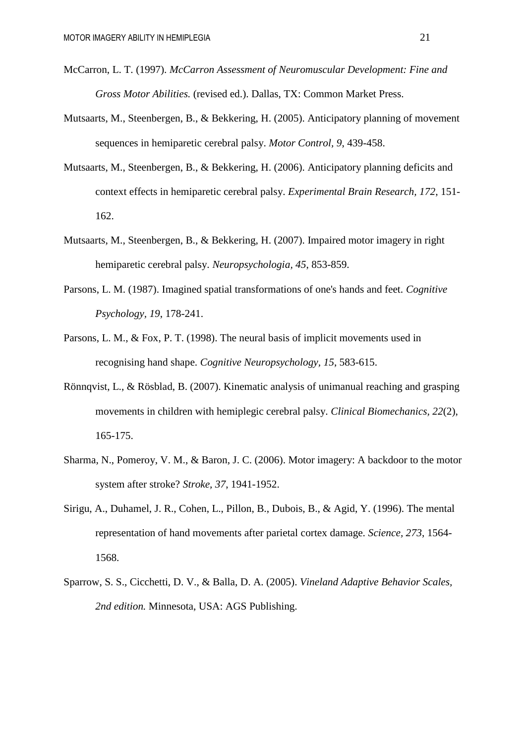McCarron, L. T. (1997). *McCarron Assessment of Neuromuscular Development: Fine and Gross Motor Abilities.* (revised ed.). Dallas, TX: Common Market Press.

Mutsaarts, M., Steenbergen, B., & Bekkering, H. (2005). Anticipatory planning of movement sequences in hemiparetic cerebral palsy. *Motor Control*, *9*, 439-458.

Mutsaarts, M., Steenbergen, B., & Bekkering, H. (2006). Anticipatory planning deficits and context effects in hemiparetic cerebral palsy. *Experimental Brain Research, 172*, 151-162.

Mutsaarts, M., Steenbergen, B., & Bekkering, H. (2007). Impaired motor imagery in right hemiparetic cerebral palsy. *Neuropsychologia, 45*, 853-859.

Parsons, L. M. (1987). Imagined spatial transformations of one's hands and feet. *Cognitive Psychology, 19*, 178-241.

Parsons, L. M., & Fox, P. T. (1998). The neural basis of implicit movements used in recognising hand shape. *Cognitive Neuropsychology, 15*, 583-615.

Rönnqvist, L., & Rösblad, B. (2007). Kinematic analysis of unimanual reaching and grasping movements in children with hemiplegic cerebral palsy. *Clinical Biomechanics, 22*(2), 165-175.

Sharma, N., Pomeroy, V. M., & Baron, J. C. (2006). Motor imagery: A backdoor to the motor system after stroke? *Stroke, 37*, 1941-1952.

Sirigu, A., Duhamel, J. R., Cohen, L., Pillon, B., Dubois, B., & Agid, Y. (1996). The mental representation of hand movements after parietal cortex damage. *Science, 273*, 1564-1568.

Sparrow, S. S., Cicchetti, D. V., & Balla, D. A. (2005). *Vineland Adaptive Behavior Scales, 2nd edition.* Minnesota, USA: AGS Publishing.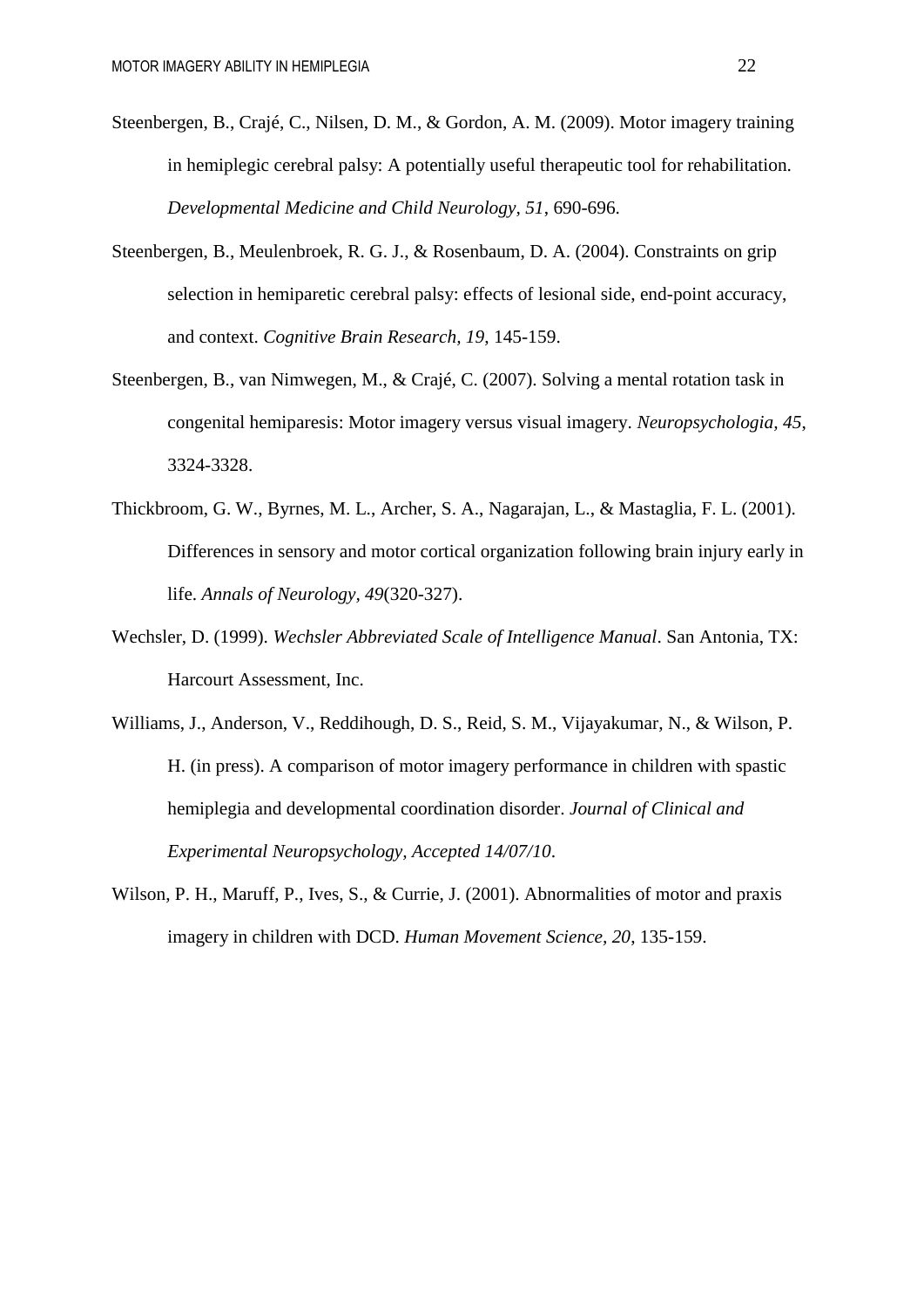Steenbergen, B., Crajé, C., Nilsen, D. M., & Gordon, A. M. (2009). Motor imagery training in hemiplegic cerebral palsy: A potentially useful therapeutic tool for rehabilitation. *Developmental Medicine and Child Neurology, 51*, 690-696.

Steenbergen, B., Meulenbroek, R. G. J., & Rosenbaum, D. A. (2004). Constraints on grip selection in hemiparetic cerebral palsy: effects of lesional side, end-point accuracy, and context. *Cognitive Brain Research, 19*, 145-159.

Steenbergen, B., van Nimwegen, M., & Crajé, C. (2007). Solving a mental rotation task in congenital hemiparesis: Motor imagery versus visual imagery. *Neuropsychologia, 45*, 3324-3328.

Thickbroom, G. W., Byrnes, M. L., Archer, S. A., Nagarajan, L., & Mastaglia, F. L. (2001). Differences in sensory and motor cortical organization following brain injury early in life. *Annals of Neurology, 49*(320-327).

Wechsler, D. (1999). *Wechsler Abbreviated Scale of Intelligence Manual*. San Antonia, TX: Harcourt Assessment, Inc.

Williams, J., Anderson, V., Reddihough, D. S., Reid, S. M., Vijayakumar, N., & Wilson, P. H. (in press). A comparison of motor imagery performance in children with spastic hemiplegia and developmental coordination disorder. *Journal of Clinical and Experimental Neuropsychology, Accepted 14/07/10*.

Wilson, P. H., Maruff, P., Ives, S., & Currie, J. (2001). Abnormalities of motor and praxis imagery in children with DCD. *Human Movement Science, 20*, 135-159.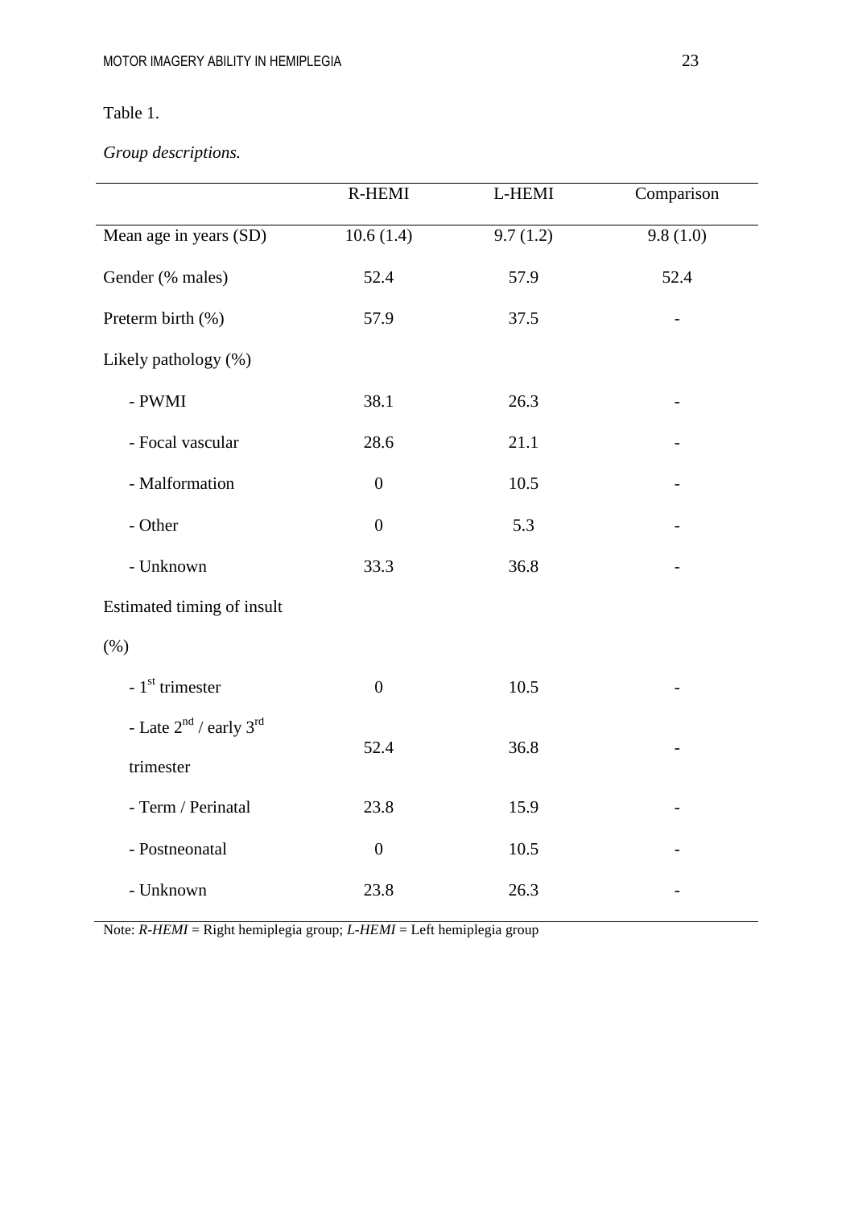Table 1.

*Group descriptions.*

| | R-HEMI | L-HEMI | Comparison |
|---|---|---|---|
| Mean age in years (SD) | 10.6 (1.4) | 9.7 (1.2) | 9.8 (1.0) |
| Gender (% males) | 52.4 | 57.9 | 52.4 |
| Preterm birth (%) | 57.9 | 37.5 | - |
| Likely pathology (%) | | | |
| - PWMI | 38.1 | 26.3 | - |
| - Focal vascular | 28.6 | 21.1 | - |
| - Malformation | 0 | 10.5 | - |
| - Other | 0 | 5.3 | - |
| - Unknown | 33.3 | 36.8 | - |
| Estimated timing of insult (%) | | | |
| - 1st trimester | 0 | 10.5 | - |
| - Late 2nd / early 3rd trimester | 52.4 | 36.8 | - |
| - Term / Perinatal | 23.8 | 15.9 | - |
| - Postneonatal | 0 | 10.5 | - |
| - Unknown | 23.8 | 26.3 | - |

Note: *R-HEMI* = Right hemiplegia group; *L-HEMI* = Left hemiplegia group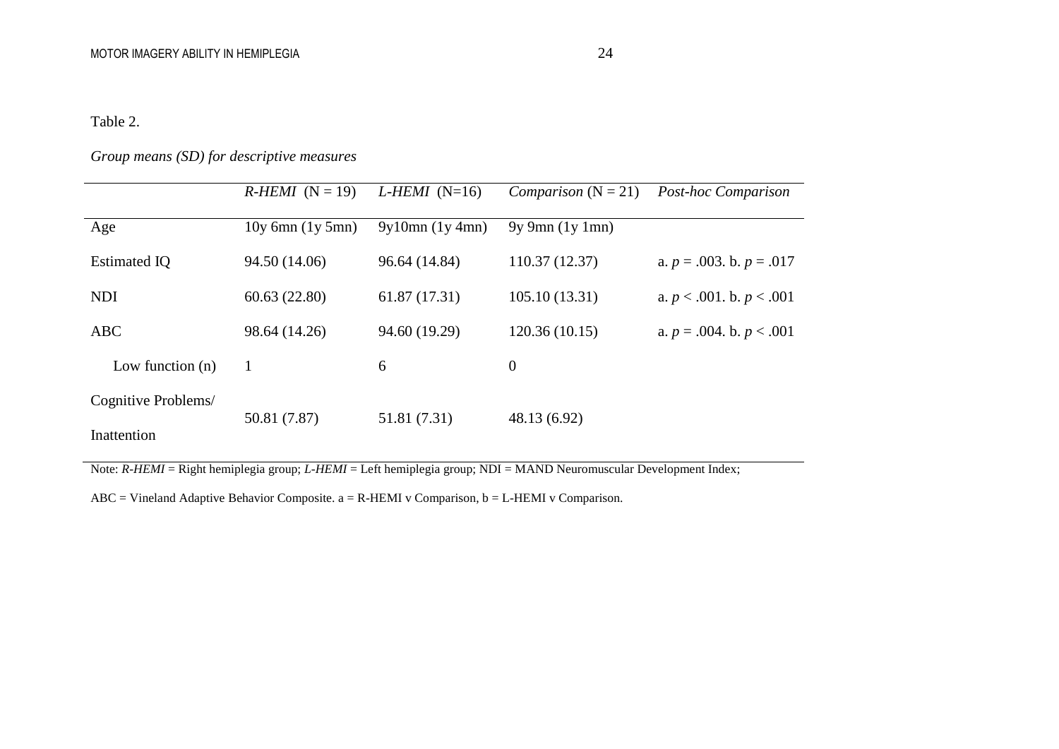Table 2.

*Group means (SD) for descriptive measures*

| | *R-HEMI* (N = 19) | *L-HEMI* (N=16) | *Comparison* (N = 21) | *Post-hoc Comparison* |
|---|---|---|---|---|
| Age | 10y 6mn (1y 5mn) | 9y10mn (1y 4mn) | 9y 9mn (1y 1mn) | |
| Estimated IQ | 94.50 (14.06) | 96.64 (14.84) | 110.37 (12.37) | a. $p = .003$. b. $p = .017$ |
| NDI | 60.63 (22.80) | 61.87 (17.31) | 105.10 (13.31) | a. $p < .001$. b. $p < .001$ |
| ABC | 98.64 (14.26) | 94.60 (19.29) | 120.36 (10.15) | a. $p = .004$. b. $p < .001$ |
| Low function (n) | 1 | 6 | 0 | |
| Cognitive Problems/ Inattention | 50.81 (7.87) | 51.81 (7.31) | 48.13 (6.92) | |

Note: *R-HEMI* = Right hemiplegia group; *L-HEMI* = Left hemiplegia group; NDI = MAND Neuromuscular Development Index; ABC = Vineland Adaptive Behavior Composite. a = R-HEMI v Comparison, b = L-HEMI v Comparison.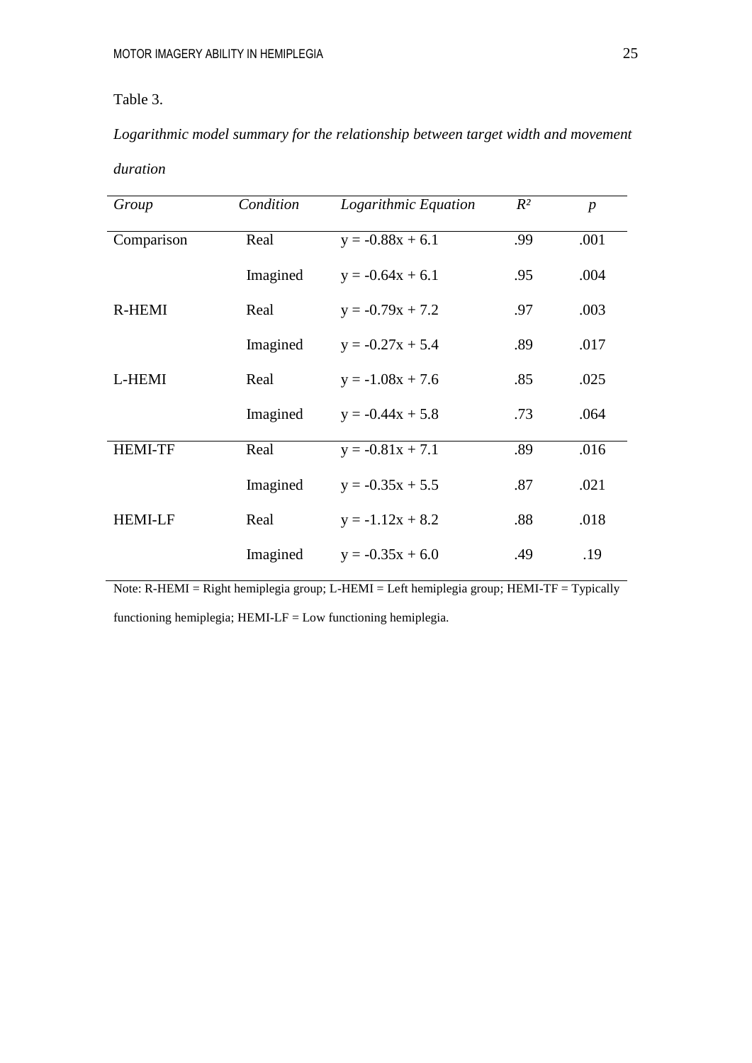Table 3.

*Logarithmic model summary for the relationship between target width and movement duration*

| *Group* | *Condition* | *Logarithmic Equation* | $R^2$ | *p* |
|---|---|---|---|---|
| Comparison | Real | $y = -0.88x + 6.1$ | .99 | .001 |
| | Imagined | $y = -0.64x + 6.1$ | .95 | .004 |
| R-HEMI | Real | $y = -0.79x + 7.2$ | .97 | .003 |
| | Imagined | $y = -0.27x + 5.4$ | .89 | .017 |
| L-HEMI | Real | $y = -1.08x + 7.6$ | .85 | .025 |
| | Imagined | $y = -0.44x + 5.8$ | .73 | .064 |
| HEMI-TF | Real | $y = -0.81x + 7.1$ | .89 | .016 |
| | Imagined | $y = -0.35x + 5.5$ | .87 | .021 |
| HEMI-LF | Real | $y = -1.12x + 8.2$ | .88 | .018 |
| | Imagined | $y = -0.35x + 6.0$ | .49 | .19 |

Note: R-HEMI = Right hemiplegia group; L-HEMI = Left hemiplegia group; HEMI-TF = Typically functioning hemiplegia; HEMI-LF = Low functioning hemiplegia.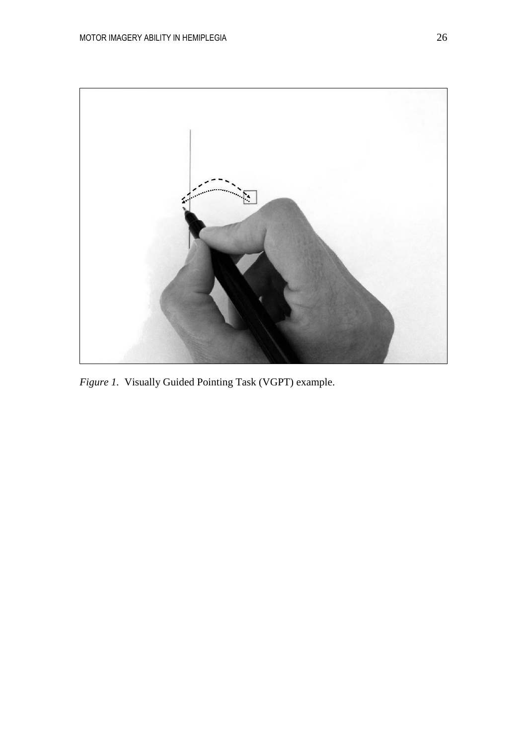*Figure 1*. Visually Guided Pointing Task (VGPT) example.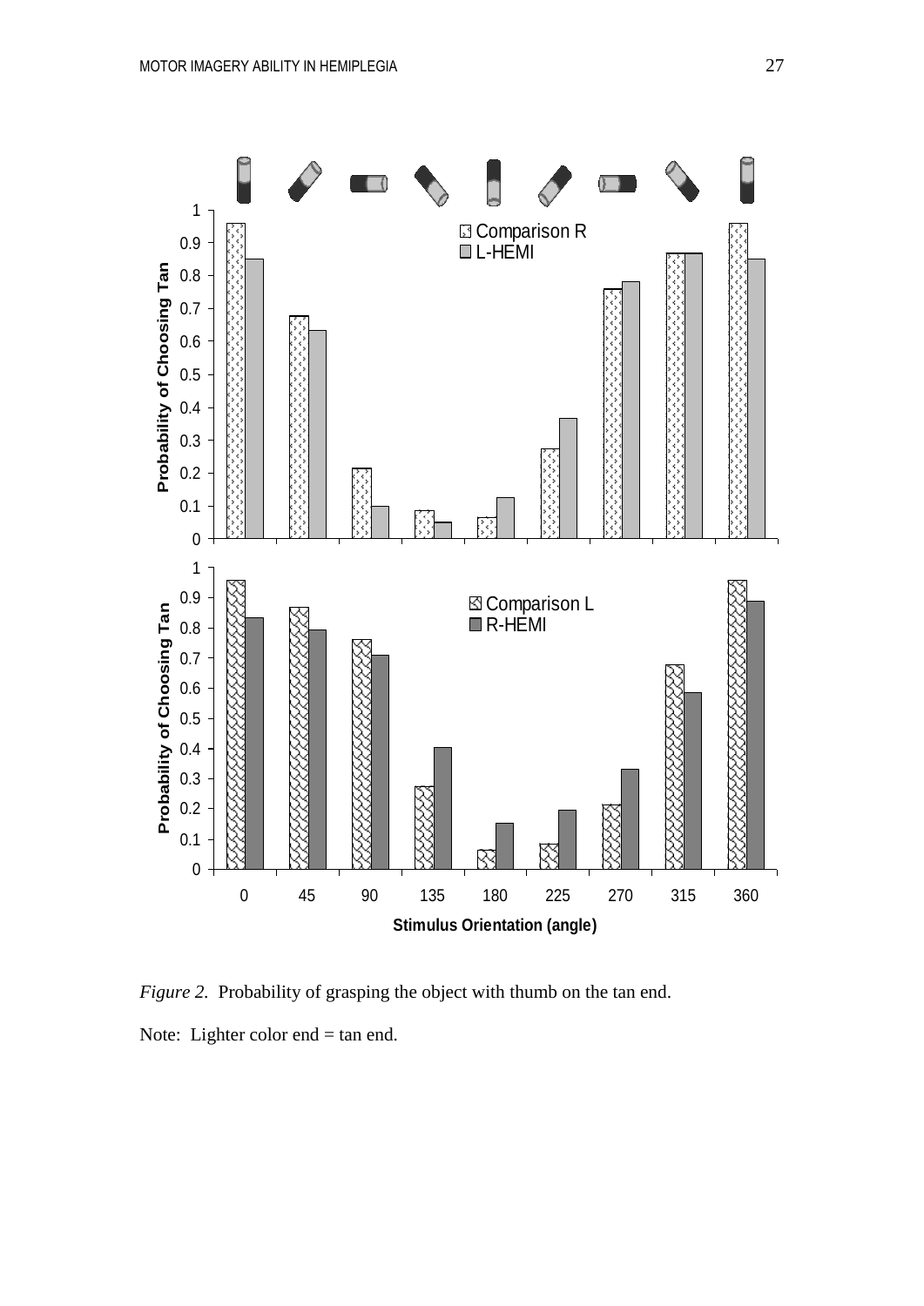*Figure 2.* Probability of grasping the object with thumb on the tan end.

Note: Lighter color end = tan end.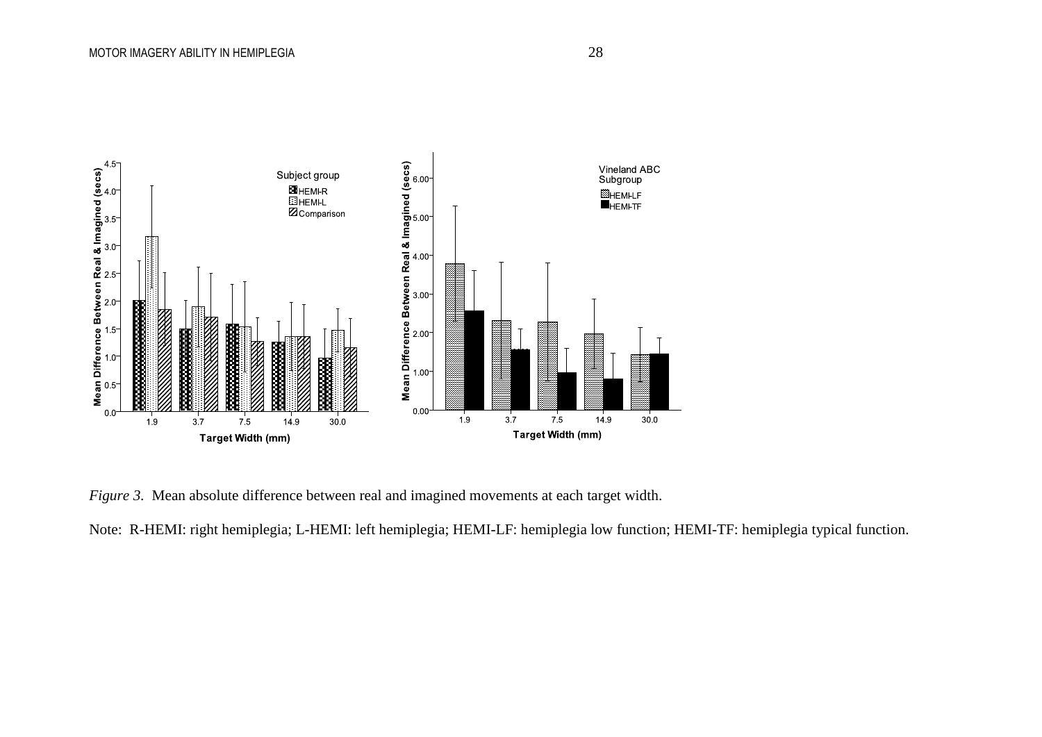Subject group

HEMI-R

HEMI-L

Comparison

Mean Difference Between Real & Imagined (secs)

4.5

4.0

3.5

3.0

2.5

2.0

1.5

1.0

0.5

0.0

1.9

3.7

7.5

14.9

30.0

Target Width (mm)

Vineland ABC Subgroup

HEMI-LF

HEMI-TF

Mean Difference Between Real & Imagined (secs)

6.00

5.00

4.00

3.00

2.00

1.00

0.00

1.9

3.7

7.5

14.9

30.0

Target Width (mm)

*Figure 3.* Mean absolute difference between real and imagined movements at each target width.

Note: R-HEMI: right hemiplegia; L-HEMI: left hemiplegia; HEMI-LF: hemiplegia low function; HEMI-TF: hemiplegia typical function.